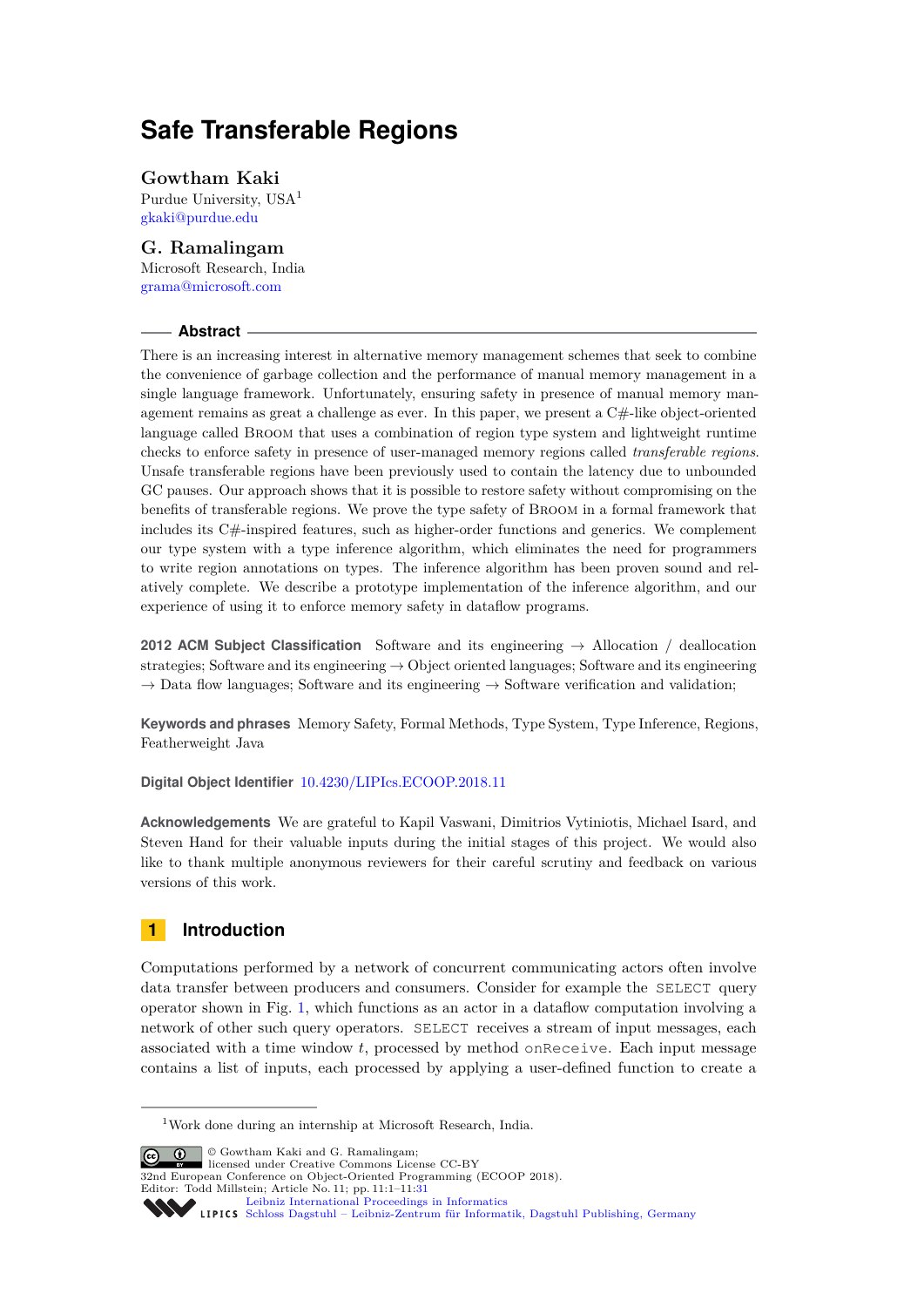# Safe Transferable Regions

**Gowtham Kaki**
Purdue University, USA[1]
gkaki@purdue.edu

**G. Ramalingam**
Microsoft Research, India
grama@microsoft.com

## Abstract

There is an increasing interest in alternative memory management schemes that seek to combine the convenience of garbage collection and the performance of manual memory management in a single language framework. Unfortunately, ensuring safety in presence of manual memory management remains as great a challenge as ever. In this paper, we present a C#-like object-oriented language called Broom that uses a combination of region type system and lightweight runtime checks to enforce safety in presence of user-managed memory regions called *transferable regions*. Unsafe transferable regions have been previously used to contain the latency due to unbounded GC pauses. Our approach shows that it is possible to restore safety without compromising on the benefits of transferable regions. We prove the type safety of Broom in a formal framework that includes its C#-inspired features, such as higher-order functions and generics. We complement our type system with a type inference algorithm, which eliminates the need for programmers to write region annotations on types. The inference algorithm has been proven sound and relatively complete. We describe a prototype implementation of the inference algorithm, and our experience of using it to enforce memory safety in dataflow programs.

**2012 ACM Subject Classification** Software and its engineering → Allocation / deallocation strategies; Software and its engineering → Object oriented languages; Software and its engineering → Data flow languages; Software and its engineering → Software verification and validation;

**Keywords and phrases** Memory Safety, Formal Methods, Type System, Type Inference, Regions, Featherweight Java

**Digital Object Identifier** 10.4230/LIPIcs.ECOOP.2018.11

**Acknowledgements** We are grateful to Kapil Vaswani, Dimitrios Vytiniotis, Michael Isard, and Steven Hand for their valuable inputs during the initial stages of this project. We would also like to thank multiple anonymous reviewers for their careful scrutiny and feedback on various versions of this work.

## 1 Introduction

Computations performed by a network of concurrent communicating actors often involve data transfer between producers and consumers. Consider for example the `SELECT` query operator shown in Fig. 1, which functions as an actor in a dataflow computation involving a network of other such query operators. `SELECT` receives a stream of input messages, each associated with a time window $t$, processed by method `onReceive`. Each input message contains a list of inputs, each processed by applying a user-defined function to create a

[1] Work done during an internship at Microsoft Research, India.

© Gowtham Kaki and G. Ramalingam;
licensed under Creative Commons License CC-BY
32nd European Conference on Object-Oriented Programming (ECOOP 2018).
Editor: Todd Millstein; Article No. 11; pp. 11:1–11:31
Leibniz International Proceedings in Informatics
Schloss Dagstuhl – Leibniz-Zentrum für Informatik, Dagstuhl Publishing, Germany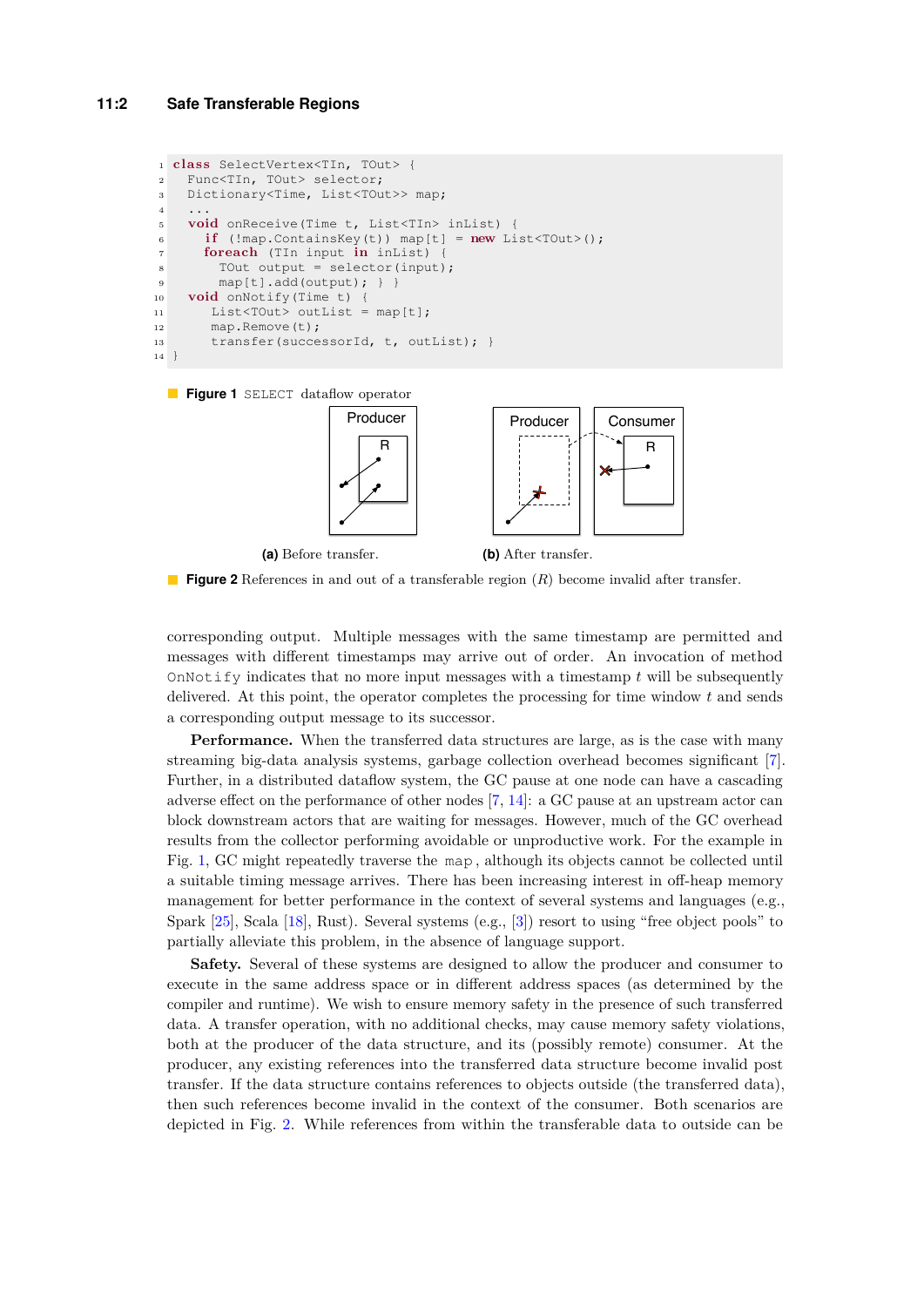```
class SelectVertex<TIn, TOut> {
  Func<TIn, TOut> selector;
  Dictionary<Time, List<TOut>> map;
  ...
  void onReceive(Time t, List<TIn> inList) {
    if (!map.ContainsKey(t)) map[t] = new List<TOut>();
    foreach (TIn input in inList) {
      TOut output = selector(input);
      map[t].add(output); } }
  void onNotify(Time t) {
      List<TOut> outList = map[t];
      map.Remove(t);
      transfer(successorId, t, outList); }
}
```

**Figure 1** SELECT dataflow operator

(a) Before transfer. (b) After transfer.

**Figure 2** References in and out of a transferable region ($R$) become invalid after transfer.

corresponding output. Multiple messages with the same timestamp are permitted and messages with different timestamps may arrive out of order. An invocation of method `OnNotify` indicates that no more input messages with a timestamp $t$ will be subsequently delivered. At this point, the operator completes the processing for time window $t$ and sends a corresponding output message to its successor.

**Performance.** When the transferred data structures are large, as is the case with many streaming big-data analysis systems, garbage collection overhead becomes significant [7]. Further, in a distributed dataflow system, the GC pause at one node can have a cascading adverse effect on the performance of other nodes [7, 14]: a GC pause at an upstream actor can block downstream actors that are waiting for messages. However, much of the GC overhead results from the collector performing avoidable or unproductive work. For the example in Fig. 1, GC might repeatedly traverse the `map`, although its objects cannot be collected until a suitable timing message arrives. There has been increasing interest in off-heap memory management for better performance in the context of several systems and languages (e.g., Spark [25], Scala [18], Rust). Several systems (e.g., [3]) resort to using "free object pools" to partially alleviate this problem, in the absence of language support.

**Safety.** Several of these systems are designed to allow the producer and consumer to execute in the same address space or in different address spaces (as determined by the compiler and runtime). We wish to ensure memory safety in the presence of such transferred data. A transfer operation, with no additional checks, may cause memory safety violations, both at the producer of the data structure, and its (possibly remote) consumer. At the producer, any existing references into the transferred data structure become invalid post transfer. If the data structure contains references to objects outside (the transferred data), then such references become invalid in the context of the consumer. Both scenarios are depicted in Fig. 2. While references from within the transferable data to outside can be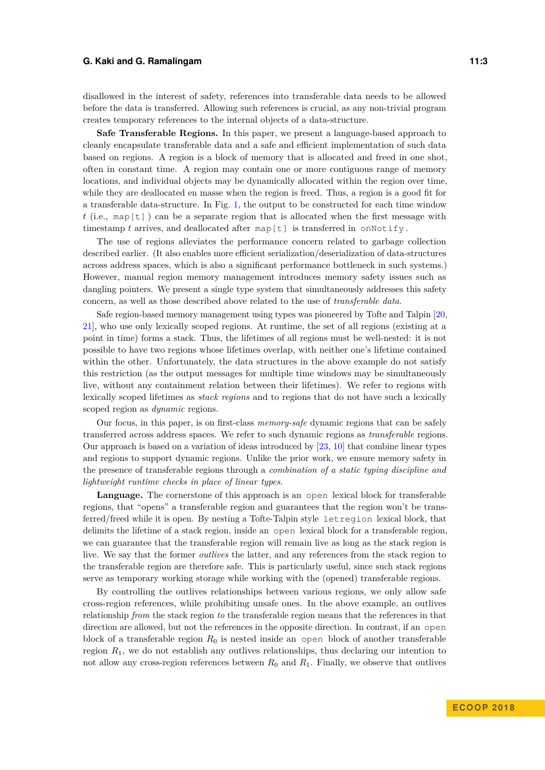disallowed in the interest of safety, references into transferable data needs to be allowed before the data is transferred. Allowing such references is crucial, as any non-trivial program creates temporary references to the internal objects of a data-structure.

**Safe Transferable Regions.** In this paper, we present a language-based approach to cleanly encapsulate transferable data and a safe and efficient implementation of such data based on regions. A region is a block of memory that is allocated and freed in one shot, often in constant time. A region may contain one or more contiguous range of memory locations, and individual objects may be dynamically allocated within the region over time, while they are deallocated en masse when the region is freed. Thus, a region is a good fit for a transferable data-structure. In Fig. 1, the output to be constructed for each time window $t$ (i.e., `map[t]` ) can be a separate region that is allocated when the first message with timestamp $t$ arrives, and deallocated after `map[t]` is transferred in `onNotify`.

The use of regions alleviates the performance concern related to garbage collection described earlier. (It also enables more efficient serialization/deserialization of data-structures across address spaces, which is also a significant performance bottleneck in such systems.) However, manual region memory management introduces memory safety issues such as dangling pointers. We present a single type system that simultaneously addresses this safety concern, as well as those described above related to the use of *transferable data*.

Safe region-based memory management using types was pioneered by Tofte and Talpin [20, 21], who use only lexically scoped regions. At runtime, the set of all regions (existing at a point in time) forms a stack. Thus, the lifetimes of all regions must be well-nested: it is not possible to have two regions whose lifetimes overlap, with neither one's lifetime contained within the other. Unfortunately, the data structures in the above example do not satisfy this restriction (as the output messages for multiple time windows may be simultaneously live, without any containment relation between their lifetimes). We refer to regions with lexically scoped lifetimes as *stack regions* and to regions that do not have such a lexically scoped region as *dynamic* regions.

Our focus, in this paper, is on first-class *memory-safe* dynamic regions that can be safely transferred across address spaces. We refer to such dynamic regions as *transferable* regions. Our approach is based on a variation of ideas introduced by [23, 10] that combine linear types and regions to support dynamic regions. Unlike the prior work, we ensure memory safety in the presence of transferable regions through a *combination of a static typing discipline and lightweight runtime checks in place of linear types*.

**Language.** The cornerstone of this approach is an `open` lexical block for transferable regions, that "opens" a transferable region and guarantees that the region won't be transferred/freed while it is open. By nesting a Tofte-Talpin style `letregion` lexical block, that delimits the lifetime of a stack region, inside an `open` lexical block for a transferable region, we can guarantee that the transferable region will remain live as long as the stack region is live. We say that the former *outlives* the latter, and any references from the stack region to the transferable region are therefore safe. This is particularly useful, since such stack regions serve as temporary working storage while working with the (opened) transferable regions.

By controlling the outlives relationships between various regions, we only allow safe cross-region references, while prohibiting unsafe ones. In the above example, an outlives relationship *from* the stack region *to* the transferable region means that the references in that direction are allowed, but not the references in the opposite direction. In contrast, if an `open` block of a transferable region $R_0$ is nested inside an `open` block of another transferable region $R_1$, we do not establish any outlives relationships, thus declaring our intention to not allow any cross-region references between $R_0$ and $R_1$. Finally, we observe that outlives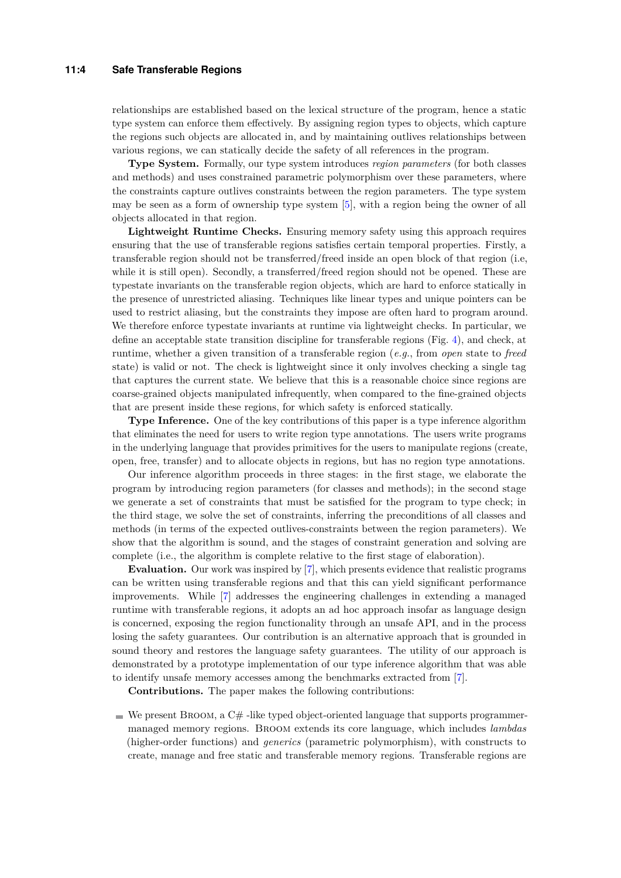relationships are established based on the lexical structure of the program, hence a static type system can enforce them effectively. By assigning region types to objects, which capture the regions such objects are allocated in, and by maintaining outlives relationships between various regions, we can statically decide the safety of all references in the program.

**Type System.** Formally, our type system introduces *region parameters* (for both classes and methods) and uses constrained parametric polymorphism over these parameters, where the constraints capture outlives constraints between the region parameters. The type system may be seen as a form of ownership type system [5], with a region being the owner of all objects allocated in that region.

**Lightweight Runtime Checks.** Ensuring memory safety using this approach requires ensuring that the use of transferable regions satisfies certain temporal properties. Firstly, a transferable region should not be transferred/freed inside an open block of that region (i.e, while it is still open). Secondly, a transferred/freed region should not be opened. These are typestate invariants on the transferable region objects, which are hard to enforce statically in the presence of unrestricted aliasing. Techniques like linear types and unique pointers can be used to restrict aliasing, but the constraints they impose are often hard to program around. We therefore enforce typestate invariants at runtime via lightweight checks. In particular, we define an acceptable state transition discipline for transferable regions (Fig. 4), and check, at runtime, whether a given transition of a transferable region (*e.g.*, from *open* state to *freed* state) is valid or not. The check is lightweight since it only involves checking a single tag that captures the current state. We believe that this is a reasonable choice since regions are coarse-grained objects manipulated infrequently, when compared to the fine-grained objects that are present inside these regions, for which safety is enforced statically.

**Type Inference.** One of the key contributions of this paper is a type inference algorithm that eliminates the need for users to write region type annotations. The users write programs in the underlying language that provides primitives for the users to manipulate regions (create, open, free, transfer) and to allocate objects in regions, but has no region type annotations.

Our inference algorithm proceeds in three stages: in the first stage, we elaborate the program by introducing region parameters (for classes and methods); in the second stage we generate a set of constraints that must be satisfied for the program to type check; in the third stage, we solve the set of constraints, inferring the preconditions of all classes and methods (in terms of the expected outlives-constraints between the region parameters). We show that the algorithm is sound, and the stages of constraint generation and solving are complete (i.e., the algorithm is complete relative to the first stage of elaboration).

**Evaluation.** Our work was inspired by [7], which presents evidence that realistic programs can be written using transferable regions and that this can yield significant performance improvements. While [7] addresses the engineering challenges in extending a managed runtime with transferable regions, it adopts an ad hoc approach insofar as language design is concerned, exposing the region functionality through an unsafe API, and in the process losing the safety guarantees. Our contribution is an alternative approach that is grounded in sound theory and restores the language safety guarantees. The utility of our approach is demonstrated by a prototype implementation of our type inference algorithm that was able to identify unsafe memory accesses among the benchmarks extracted from [7].

**Contributions.** The paper makes the following contributions:

- We present Broom, a C# -like typed object-oriented language that supports programmer-managed memory regions. Broom extends its core language, which includes *lambdas* (higher-order functions) and *generics* (parametric polymorphism), with constructs to create, manage and free static and transferable memory regions. Transferable regions are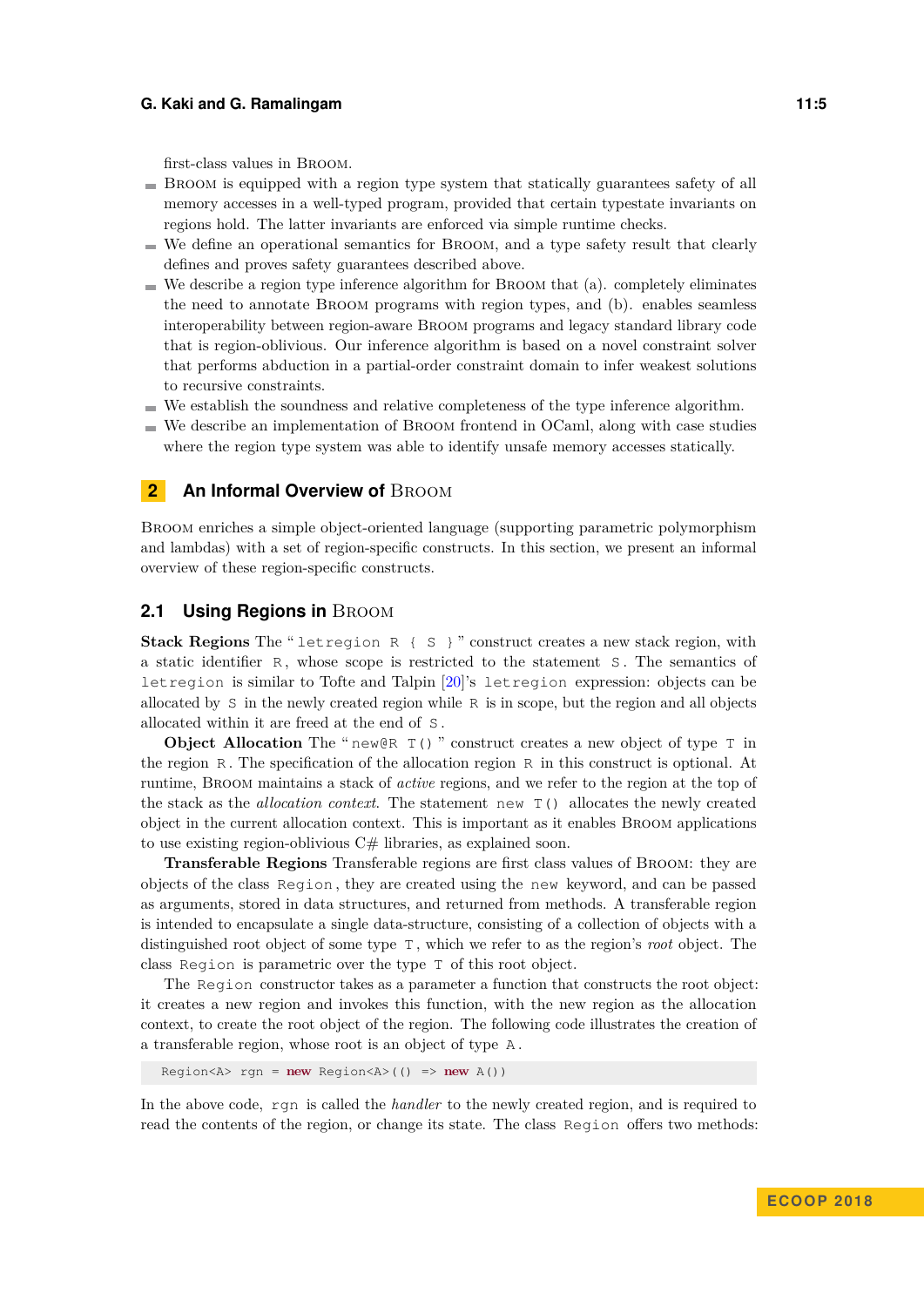first-class values in Broom.

- Broom is equipped with a region type system that statically guarantees safety of all memory accesses in a well-typed program, provided that certain typestate invariants on regions hold. The latter invariants are enforced via simple runtime checks.
- We define an operational semantics for Broom, and a type safety result that clearly defines and proves safety guarantees described above.
- We describe a region type inference algorithm for Broom that (a). completely eliminates the need to annotate Broom programs with region types, and (b). enables seamless interoperability between region-aware Broom programs and legacy standard library code that is region-oblivious. Our inference algorithm is based on a novel constraint solver that performs abduction in a partial-order constraint domain to infer weakest solutions to recursive constraints.
- We establish the soundness and relative completeness of the type inference algorithm.
- We describe an implementation of Broom frontend in OCaml, along with case studies where the region type system was able to identify unsafe memory accesses statically.

## 2 An Informal Overview of Broom

Broom enriches a simple object-oriented language (supporting parametric polymorphism and lambdas) with a set of region-specific constructs. In this section, we present an informal overview of these region-specific constructs.

### 2.1 Using Regions in Broom

**Stack Regions** The "`letregion R { S }`" construct creates a new stack region, with a static identifier `R`, whose scope is restricted to the statement `S`. The semantics of `letregion` is similar to Tofte and Talpin [20]'s `letregion` expression: objects can be allocated by `S` in the newly created region while `R` is in scope, but the region and all objects allocated within it are freed at the end of `S`.

**Object Allocation** The "`new@R T()`" construct creates a new object of type `T` in the region `R`. The specification of the allocation region `R` in this construct is optional. At runtime, Broom maintains a stack of *active* regions, and we refer to the region at the top of the stack as the *allocation context*. The statement `new T()` allocates the newly created object in the current allocation context. This is important as it enables Broom applications to use existing region-oblivious C# libraries, as explained soon.

**Transferable Regions** Transferable regions are first class values of Broom: they are objects of the class `Region`, they are created using the `new` keyword, and can be passed as arguments, stored in data structures, and returned from methods. A transferable region is intended to encapsulate a single data-structure, consisting of a collection of objects with a distinguished root object of some type `T`, which we refer to as the region's *root* object. The class `Region` is parametric over the type `T` of this root object.

The `Region` constructor takes as a parameter a function that constructs the root object: it creates a new region and invokes this function, with the new region as the allocation context, to create the root object of the region. The following code illustrates the creation of a transferable region, whose root is an object of type `A`.

```
Region<A> rgn = new Region<A>(() => new A())
```

In the above code, `rgn` is called the *handler* to the newly created region, and is required to read the contents of the region, or change its state. The class `Region` offers two methods: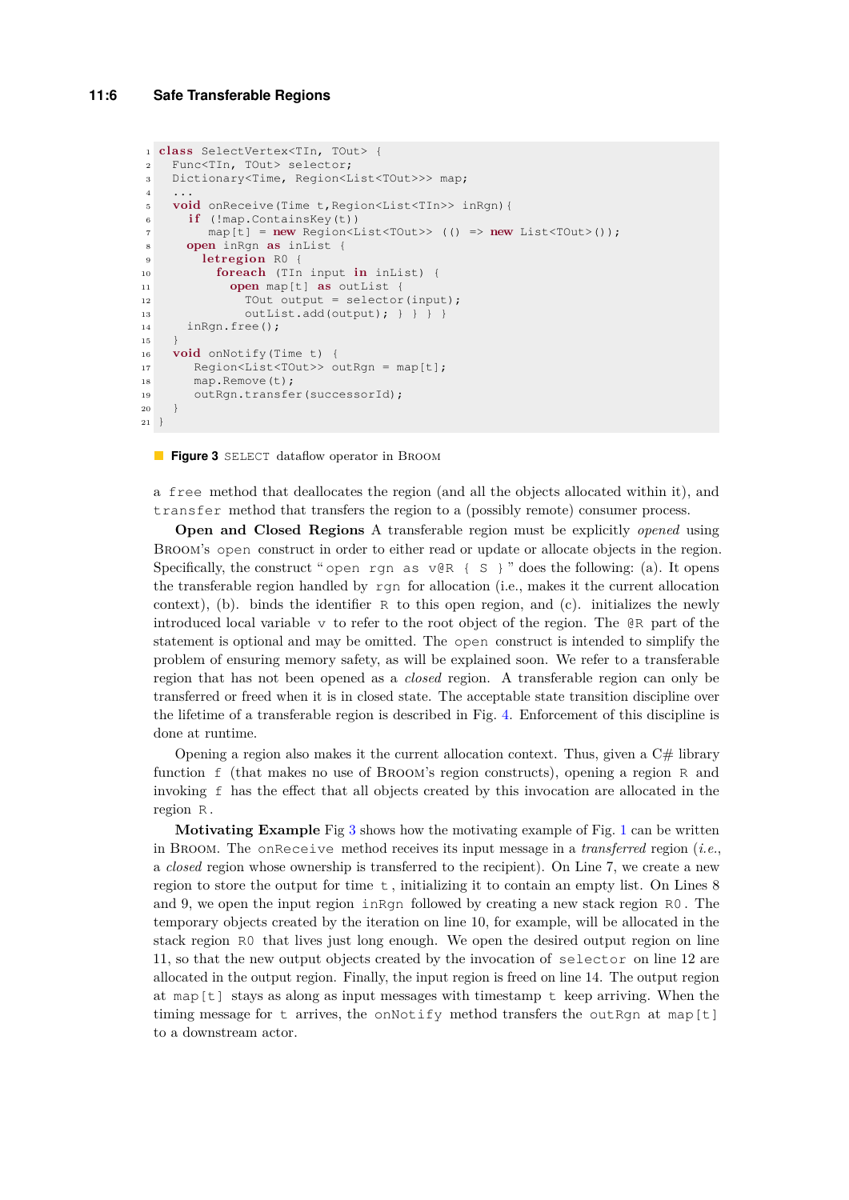```
class SelectVertex<TIn, TOut> {
  Func<TIn, TOut> selector;
  Dictionary<Time, Region<List<TOut>>> map;
  ...
  void onReceive(Time t,Region<List<TIn>> inRgn){
    if (!map.ContainsKey(t))
       map[t] = new Region<List<TOut>> (() => new List<TOut>());
    open inRgn as inList {
      letregion R0 {
        foreach (TIn input in inList) {
          open map[t] as outList {
            TOut output = selector(input);
            outList.add(output); } } } }
    inRgn.free();
  }
  void onNotify(Time t) {
     Region<List<TOut>> outRgn = map[t];
     map.Remove(t);
     outRgn.transfer(successorId);
  }
}
```

**Figure 3** SELECT dataflow operator in BROOM

a `free` method that deallocates the region (and all the objects allocated within it), and `transfer` method that transfers the region to a (possibly remote) consumer process.

**Open and Closed Regions** A transferable region must be explicitly *opened* using BROOM's `open` construct in order to either read or update or allocate objects in the region. Specifically, the construct "`open rgn as v@R { S }`" does the following: (a). It opens the transferable region handled by `rgn` for allocation (i.e., makes it the current allocation context), (b). binds the identifier `R` to this open region, and (c). initializes the newly introduced local variable `v` to refer to the root object of the region. The `@R` part of the statement is optional and may be omitted. The `open` construct is intended to simplify the problem of ensuring memory safety, as will be explained soon. We refer to a transferable region that has not been opened as a *closed* region. A transferable region can only be transferred or freed when it is in closed state. The acceptable state transition discipline over the lifetime of a transferable region is described in Fig. 4. Enforcement of this discipline is done at runtime.

Opening a region also makes it the current allocation context. Thus, given a C# library function `f` (that makes no use of BROOM's region constructs), opening a region `R` and invoking `f` has the effect that all objects created by this invocation are allocated in the region `R`.

**Motivating Example** Fig 3 shows how the motivating example of Fig. 1 can be written in BROOM. The `onReceive` method receives its input message in a *transferred* region (*i.e.*, a *closed* region whose ownership is transferred to the recipient). On Line 7, we create a new region to store the output for time `t`, initializing it to contain an empty list. On Lines 8 and 9, we open the input region `inRgn` followed by creating a new stack region `R0`. The temporary objects created by the iteration on line 10, for example, will be allocated in the stack region `R0` that lives just long enough. We open the desired output region on line 11, so that the new output objects created by the invocation of `selector` on line 12 are allocated in the output region. Finally, the input region is freed on line 14. The output region at `map[t]` stays as along as input messages with timestamp `t` keep arriving. When the timing message for `t` arrives, the `onNotify` method transfers the `outRgn` at `map[t]` to a downstream actor.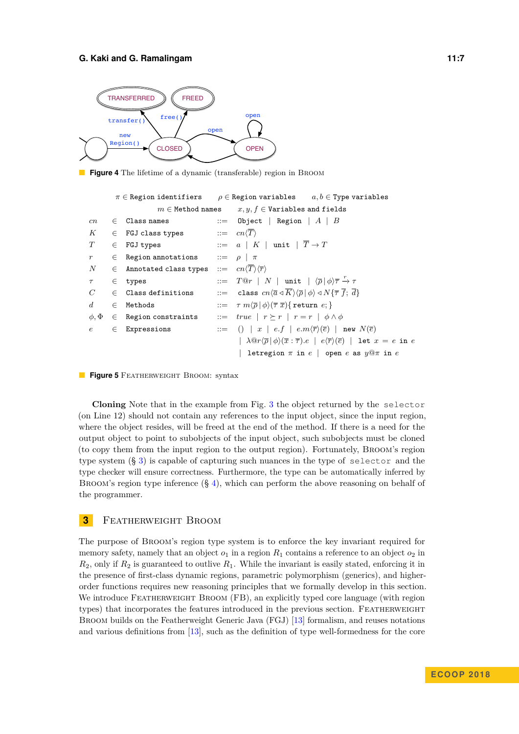**Figure 4** The lifetime of a dynamic (transferable) region in Broom

$\pi \in$ `Region identifiers` $\quad \rho \in$ `Region variables` $\quad a, b \in$ `Type variables`

$m \in$ `Method names` $\quad x, y, f \in$ `Variables and fields`

| | | | | |
|---|---|---|---|---|
| $cn$ | $\in$ | `Class names` | $::=$ | `Object` $\mid$ `Region` $\mid A \mid B$ |
| $K$ | $\in$ | `FGJ class types` | $::=$ | $cn\langle\overline{T}\rangle$ |
| $T$ | $\in$ | `FGJ types` | $::=$ | $a \mid K \mid$ `unit` $\mid \overline{T} \to T$ |
| $r$ | $\in$ | `Region annotations` | $::=$ | $\rho \mid \pi$ |
| $N$ | $\in$ | `Annotated class types` | $::=$ | $cn\langle\overline{T}\rangle\langle\overline{r}\rangle$ |
| $\tau$ | $\in$ | `types` | $::=$ | $T@r \mid N \mid$ `unit` $\mid \langle\overline{\rho} \mid \phi\rangle\overline{\tau} \xrightarrow{r} \tau$ |
| $C$ | $\in$ | `Class definitions` | $::=$ | `class` $cn\langle\overline{a} \triangleleft \overline{K}\rangle\langle\overline{\rho} \mid \phi\rangle \triangleleft N\{\overline{\tau}\ \overline{f};\ \overline{d}\}$ |
| $d$ | $\in$ | `Methods` | $::=$ | $\tau\ m\langle\overline{\rho} \mid \phi\rangle(\overline{\tau}\ \overline{x})\{$`return` $e;\}$ |
| $\phi, \Phi$ | $\in$ | `Region constraints` | $::=$ | $true \mid r \succeq r \mid r = r \mid \phi \wedge \phi$ |
| $e$ | $\in$ | `Expressions` | $::=$ | $() \mid x \mid e.f \mid e.m\langle\overline{r}\rangle(\overline{e}) \mid$ `new` $N(\overline{e})$ |
| | | | | $\mid \lambda@r\langle\overline{\rho} \mid \phi\rangle(\overline{x} : \overline{\tau}).e \mid e\langle\overline{r}\rangle(\overline{e}) \mid$ `let` $x = e$ `in` $e$ |
| | | | | $\mid$ `letregion` $\pi$ `in` $e \mid$ `open` $e$ `as` $y@\pi$ `in` $e$ |

**Figure 5** Featherweight Broom: syntax

**Cloning** Note that in the example from Fig. 3 the object returned by the `selector` (on Line 12) should not contain any references to the input object, since the input region, where the object resides, will be freed at the end of the method. If there is a need for the output object to point to subobjects of the input object, such subobjects must be cloned (to copy them from the input region to the output region). Fortunately, Broom's region type system (§ 3) is capable of capturing such nuances in the type of `selector` and the type checker will ensure correctness. Furthermore, the type can be automatically inferred by Broom's region type inference (§ 4), which can perform the above reasoning on behalf of the programmer.

## 3 Featherweight Broom

The purpose of Broom's region type system is to enforce the key invariant required for memory safety, namely that an object $o_1$ in a region $R_1$ contains a reference to an object $o_2$ in $R_2$, only if $R_2$ is guaranteed to outlive $R_1$. While the invariant is easily stated, enforcing it in the presence of first-class dynamic regions, parametric polymorphism (generics), and higher-order functions requires new reasoning principles that we formally develop in this section. We introduce Featherweight Broom (FB), an explicitly typed core language (with region types) that incorporates the features introduced in the previous section. Featherweight Broom builds on the Featherweight Generic Java (FGJ) [13] formalism, and reuses notations and various definitions from [13], such as the definition of type well-formedness for the core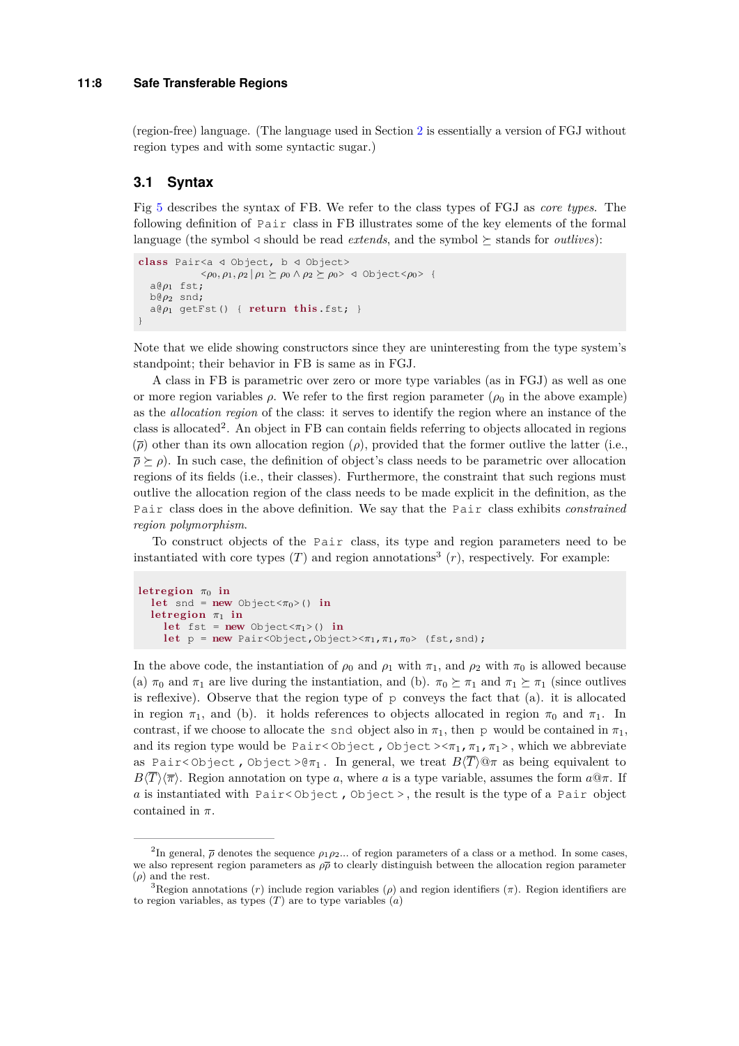(region-free) language. (The language used in Section 2 is essentially a version of FGJ without region types and with some syntactic sugar.)

## 3.1 Syntax

Fig 5 describes the syntax of FB. We refer to the class types of FGJ as *core types*. The following definition of `Pair` class in FB illustrates some of the key elements of the formal language (the symbol ◁ should be read *extends*, and the symbol ⪰ stands for *outlives*):

```
class Pair<a ◁ Object, b ◁ Object>
          <ρ0, ρ1, ρ2 | ρ1 ⪰ ρ0 ∧ ρ2 ⪰ ρ0> ◁ Object<ρ0> {
  a@ρ1 fst;
  b@ρ2 snd;
  a@ρ1 getFst() { return this.fst; }
}
```

Note that we elide showing constructors since they are uninteresting from the type system's standpoint; their behavior in FB is same as in FGJ.

A class in FB is parametric over zero or more type variables (as in FGJ) as well as one or more region variables $\rho$. We refer to the first region parameter ($\rho_0$ in the above example) as the *allocation region* of the class: it serves to identify the region where an instance of the class is allocated[2]. An object in FB can contain fields referring to objects allocated in regions ($\overline{\rho}$) other than its own allocation region ($\rho$), provided that the former outlive the latter (i.e., $\overline{\rho} \succeq \rho$). In such case, the definition of object's class needs to be parametric over allocation regions of its fields (i.e., their classes). Furthermore, the constraint that such regions must outlive the allocation region of the class needs to be made explicit in the definition, as the `Pair` class does in the above definition. We say that the `Pair` class exhibits *constrained region polymorphism*.

To construct objects of the `Pair` class, its type and region parameters need to be instantiated with core types ($T$) and region annotations[3] ($r$), respectively. For example:

```
letregion π0 in
  let snd = new Object<π0>() in
  letregion π1 in
    let fst = new Object<π1>() in
    let p = new Pair<Object,Object><π1,π1,π0> (fst,snd);
```

In the above code, the instantiation of $\rho_0$ and $\rho_1$ with $\pi_1$, and $\rho_2$ with $\pi_0$ is allowed because (a) $\pi_0$ and $\pi_1$ are live during the instantiation, and (b). $\pi_0 \succeq \pi_1$ and $\pi_1 \succeq \pi_1$ (since outlives is reflexive). Observe that the region type of `p` conveys the fact that (a). it is allocated in region $\pi_1$, and (b). it holds references to objects allocated in region $\pi_0$ and $\pi_1$. In contrast, if we choose to allocate the `snd` object also in $\pi_1$, then `p` would be contained in $\pi_1$, and its region type would be `Pair<Object,Object>`$\langle\pi_1,\pi_1,\pi_1\rangle$, which we abbreviate as `Pair<Object,Object>`$@\pi_1$. In general, we treat $B\langle\overline{T}\rangle@\pi$ as being equivalent to $B\langle\overline{T}\rangle\langle\overline{\pi}\rangle$. Region annotation on type $a$, where $a$ is a type variable, assumes the form $a@\pi$. If $a$ is instantiated with `Pair<Object,Object>`, the result is the type of a `Pair` object contained in $\pi$.

---

[2] In general, $\overline{\rho}$ denotes the sequence $\rho_1\rho_2...$ of region parameters of a class or a method. In some cases, we also represent region parameters as $\rho\overline{\rho}$ to clearly distinguish between the allocation region parameter ($\rho$) and the rest.

[3] Region annotations ($r$) include region variables ($\rho$) and region identifiers ($\pi$). Region identifiers are to region variables, as types ($T$) are to type variables ($a$)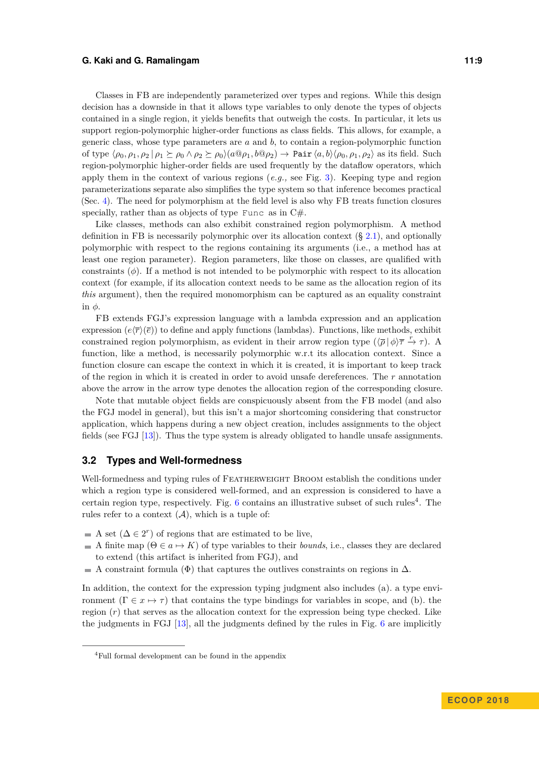Classes in FB are independently parameterized over types and regions. While this design decision has a downside in that it allows type variables to only denote the types of objects contained in a single region, it yields benefits that outweigh the costs. In particular, it lets us support region-polymorphic higher-order functions as class fields. This allows, for example, a generic class, whose type parameters are $a$ and $b$, to contain a region-polymorphic function of type $\langle \rho_0, \rho_1, \rho_2 \,|\, \rho_1 \succeq \rho_0 \wedge \rho_2 \succeq \rho_0 \rangle (a@\rho_1, b@\rho_2) \rightarrow \texttt{Pair}\, \langle a, b \rangle \langle \rho_0, \rho_1, \rho_2 \rangle$ as its field. Such region-polymorphic higher-order fields are used frequently by the dataflow operators, which apply them in the context of various regions (*e.g.,* see Fig. 3). Keeping type and region parameterizations separate also simplifies the type system so that inference becomes practical (Sec. 4). The need for polymorphism at the field level is also why FB treats function closures specially, rather than as objects of type `Func` as in C#.

Like classes, methods can also exhibit constrained region polymorphism. A method definition in FB is necessarily polymorphic over its allocation context (§ 2.1), and optionally polymorphic with respect to the regions containing its arguments (i.e., a method has at least one region parameter). Region parameters, like those on classes, are qualified with constraints ($\phi$). If a method is not intended to be polymorphic with respect to its allocation context (for example, if its allocation context needs to be same as the allocation region of its *this* argument), then the required monomorphism can be captured as an equality constraint in $\phi$.

FB extends FGJ's expression language with a lambda expression and an application expression ($e\langle \overline{r} \rangle (\overline{e})$) to define and apply functions (lambdas). Functions, like methods, exhibit constrained region polymorphism, as evident in their arrow region type ($\langle \overline{\rho} \,|\, \phi \rangle \overline{\tau} \xrightarrow{r} \tau$). A function, like a method, is necessarily polymorphic w.r.t its allocation context. Since a function closure can escape the context in which it is created, it is important to keep track of the region in which it is created in order to avoid unsafe dereferences. The $r$ annotation above the arrow in the arrow type denotes the allocation region of the corresponding closure.

Note that mutable object fields are conspicuously absent from the FB model (and also the FGJ model in general), but this isn't a major shortcoming considering that constructor application, which happens during a new object creation, includes assignments to the object fields (see FGJ [13]). Thus the type system is already obligated to handle unsafe assignments.

## 3.2 Types and Well-formedness

Well-formedness and typing rules of Featherweight Broom establish the conditions under which a region type is considered well-formed, and an expression is considered to have a certain region type, respectively. Fig. 6 contains an illustrative subset of such rules[4]. The rules refer to a context ($\mathcal{A}$), which is a tuple of:

- A set ($\Delta \in 2^r$) of regions that are estimated to be live,
- A finite map ($\Theta \in a \mapsto K$) of type variables to their *bounds*, i.e., classes they are declared to extend (this artifact is inherited from FGJ), and
- A constraint formula ($\Phi$) that captures the outlives constraints on regions in $\Delta$.

In addition, the context for the expression typing judgment also includes (a). a type environment ($\Gamma \in x \mapsto \tau$) that contains the type bindings for variables in scope, and (b). the region ($r$) that serves as the allocation context for the expression being type checked. Like the judgments in FGJ [13], all the judgments defined by the rules in Fig. 6 are implicitly

[4] Full formal development can be found in the appendix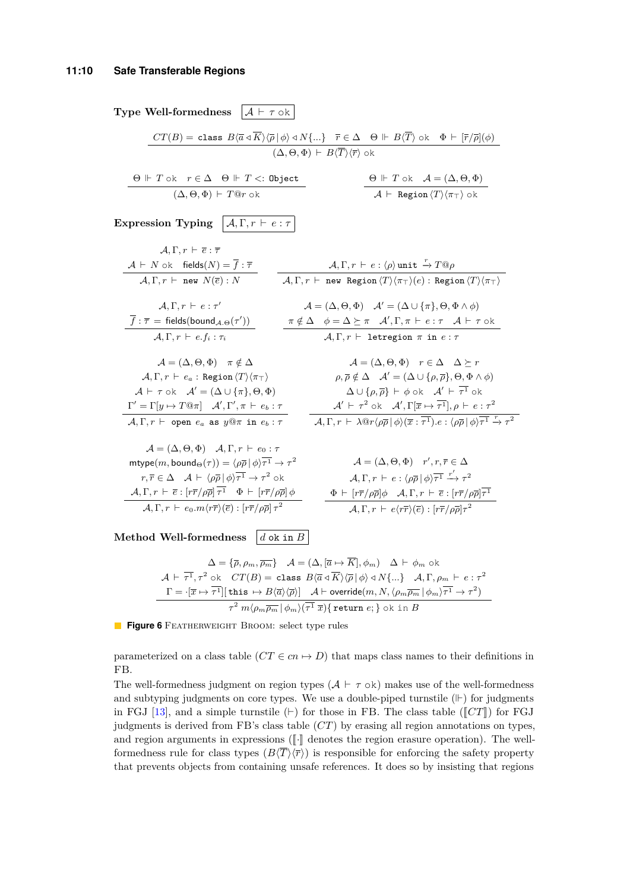**Type Well-formedness** $\boxed{\mathcal{A} \vdash \tau \text{ ok}}$

$$\frac{CT(B) = \texttt{class } B\langle \overline{a} \triangleleft \overline{K}\rangle\langle \overline{\rho} \,|\, \phi\rangle \triangleleft N\{...\} \quad \overline{r} \in \Delta \quad \Theta \Vdash B\langle \overline{T}\rangle \text{ ok} \quad \Phi \vdash [\overline{r}/\overline{\rho}](\phi)}{(\Delta, \Theta, \Phi) \vdash B\langle \overline{T}\rangle\langle \overline{r}\rangle \text{ ok}}$$

$$\frac{\Theta \Vdash T \text{ ok} \quad r \in \Delta \quad \Theta \Vdash T <: \texttt{Object}}{(\Delta, \Theta, \Phi) \vdash T@r \text{ ok}} \qquad \frac{\Theta \Vdash T \text{ ok} \quad \mathcal{A} = (\Delta, \Theta, \Phi)}{\mathcal{A} \vdash \texttt{Region}\langle T\rangle\langle \pi_\top\rangle \text{ ok}}$$

**Expression Typing** $\boxed{\mathcal{A}, \Gamma, r \vdash e : \tau}$

$$\frac{\mathcal{A}, \Gamma, r \vdash \overline{e} : \overline{\tau} \quad \mathcal{A} \vdash N \text{ ok} \quad \text{fields}(N) = \overline{f} : \overline{\tau}}{\mathcal{A}, \Gamma, r \vdash \texttt{new } N(\overline{e}) : N} \qquad \frac{\mathcal{A}, \Gamma, r \vdash e : \langle \rho\rangle \,\texttt{unit} \xrightarrow{r} T@\rho}{\mathcal{A}, \Gamma, r \vdash \texttt{new Region}\langle T\rangle\langle \pi_\top\rangle(e) : \texttt{Region}\langle T\rangle\langle \pi_\top\rangle}$$

$$\frac{\mathcal{A}, \Gamma, r \vdash e : \tau' \quad \overline{f} : \overline{\tau} = \text{fields}(\text{bound}_{\mathcal{A}.\Theta}(\tau'))}{\mathcal{A}, \Gamma, r \vdash e.f_i : \tau_i} \qquad \frac{\mathcal{A} = (\Delta, \Theta, \Phi) \quad \mathcal{A}' = (\Delta \cup \{\pi\}, \Theta, \Phi \wedge \phi) \quad \pi \notin \Delta \quad \phi = \Delta \succeq \pi \quad \mathcal{A}', \Gamma, \pi \vdash e : \tau \quad \mathcal{A} \vdash \tau \text{ ok}}{\mathcal{A}, \Gamma, r \vdash \texttt{letregion } \pi \texttt{ in } e : \tau}$$

$$\frac{\begin{array}{c}\mathcal{A} = (\Delta, \Theta, \Phi) \quad \pi \notin \Delta \\ \mathcal{A}, \Gamma, r \vdash e_a : \texttt{Region}\langle T\rangle\langle \pi_\top\rangle \\ \mathcal{A} \vdash \tau \text{ ok} \quad \mathcal{A}' = (\Delta \cup \{\pi\}, \Theta, \Phi) \\ \Gamma' = \Gamma[y \mapsto T@\pi] \quad \mathcal{A}', \Gamma', \pi \vdash e_b : \tau\end{array}}{\mathcal{A}, \Gamma, r \vdash \texttt{open } e_a \texttt{ as } y@\pi \texttt{ in } e_b : \tau} \qquad \frac{\begin{array}{c}\mathcal{A} = (\Delta, \Theta, \Phi) \quad r \in \Delta \quad \Delta \succeq r \\ \rho, \overline{\rho} \notin \Delta \quad \mathcal{A}' = (\Delta \cup \{\rho, \overline{\rho}\}, \Theta, \Phi \wedge \phi) \\ \Delta \cup \{\rho, \overline{\rho}\} \vdash \phi \text{ ok} \quad \mathcal{A}' \vdash \overline{\tau^1} \text{ ok} \\ \mathcal{A}' \vdash \tau^2 \text{ ok} \quad \mathcal{A}', \Gamma[\overline{x} \mapsto \overline{\tau^1}], \rho \vdash e : \tau^2\end{array}}{\mathcal{A}, \Gamma, r \vdash \lambda@r\langle \rho\overline{\rho} \,|\, \phi\rangle(\overline{x} : \overline{\tau^1}).e : \langle \rho\overline{\rho} \,|\, \phi\rangle \overline{\tau^1} \xrightarrow{r} \tau^2}$$

$$\frac{\begin{array}{c}\mathcal{A} = (\Delta, \Theta, \Phi) \quad \mathcal{A}, \Gamma, r \vdash e_0 : \tau \\ \text{mtype}(m, \text{bound}_\Theta(\tau)) = \langle \rho\overline{\rho} \,|\, \phi\rangle \overline{\tau^1} \to \tau^2 \\ r, \overline{r} \in \Delta \quad \mathcal{A} \vdash \langle \rho\overline{\rho} \,|\, \phi\rangle \overline{\tau^1} \to \tau^2 \text{ ok} \\ \mathcal{A}, \Gamma, r \vdash \overline{e} : [r\overline{r}/\rho\overline{\rho}]\, \overline{\tau^1} \quad \Phi \vdash [r\overline{r}/\rho\overline{\rho}]\, \phi\end{array}}{\mathcal{A}, \Gamma, r \vdash e_0.m\langle r\overline{r}\rangle(\overline{e}) : [r\overline{r}/\rho\overline{\rho}]\, \tau^2} \qquad \frac{\begin{array}{c}\mathcal{A} = (\Delta, \Theta, \Phi) \quad r', r, \overline{r} \in \Delta \\ \mathcal{A}, \Gamma, r \vdash e : \langle \rho\overline{\rho} \,|\, \phi\rangle \overline{\tau^1} \xrightarrow{r'} \tau^2 \\ \Phi \vdash [r\overline{r}/\rho\overline{\rho}]\phi \quad \mathcal{A}, \Gamma, r \vdash \overline{e} : [r\overline{r}/\rho\overline{\rho}]\overline{\tau^1}\end{array}}{\mathcal{A}, \Gamma, r \vdash e\langle r\overline{r}\rangle(\overline{e}) : [r\overline{r}/\rho\overline{\rho}]\tau^2}$$

**Method Well-formedness** $\boxed{d \text{ ok in } B}$

$$\frac{\begin{array}{c}\Delta = \{\overline{\rho}, \rho_m, \overline{\rho_m}\} \quad \mathcal{A} = (\Delta, [\overline{a} \mapsto \overline{K}], \phi_m) \quad \Delta \vdash \phi_m \text{ ok} \\ \mathcal{A} \vdash \overline{\tau^1}, \tau^2 \text{ ok} \quad CT(B) = \texttt{class } B\langle \overline{a} \triangleleft \overline{K}\rangle\langle \overline{\rho} \,|\, \phi\rangle \triangleleft N\{...\} \quad \mathcal{A}, \Gamma, \rho_m \vdash e : \tau^2 \\ \Gamma = \cdot[\overline{x} \mapsto \overline{\tau^1}][\texttt{this} \mapsto B\langle \overline{a}\rangle\langle \overline{\rho}\rangle] \quad \mathcal{A} \vdash \text{override}(m, N, \langle \rho_m\overline{\rho_m} \,|\, \phi_m\rangle \overline{\tau^1} \to \tau^2)\end{array}}{\tau^2\ m\langle \rho_m\overline{\rho_m} \,|\, \phi_m\rangle(\overline{\tau^1}\ \overline{x})\{\, \texttt{return } e; \} \text{ ok in } B}$$

**Figure 6** Featherweight Broom: select type rules

parameterized on a class table ($CT \in cn \mapsto D$) that maps class names to their definitions in FB.

The well-formedness judgment on region types ($\mathcal{A} \vdash \tau$ ok) makes use of the well-formedness and subtyping judgments on core types. We use a double-piped turnstile ($\Vdash$) for judgments in FGJ [13], and a simple turnstile ($\vdash$) for those in FB. The class table ($[\![CT]\!]$) for FGJ judgments is derived from FB's class table ($CT$) by erasing all region annotations on types, and region arguments in expressions ($[\![\cdot]\!]$ denotes the region erasure operation). The well-formedness rule for class types ($B\langle\overline{T}\rangle\langle\overline{r}\rangle$) is responsible for enforcing the safety property that prevents objects from containing unsafe references. It does so by insisting that regions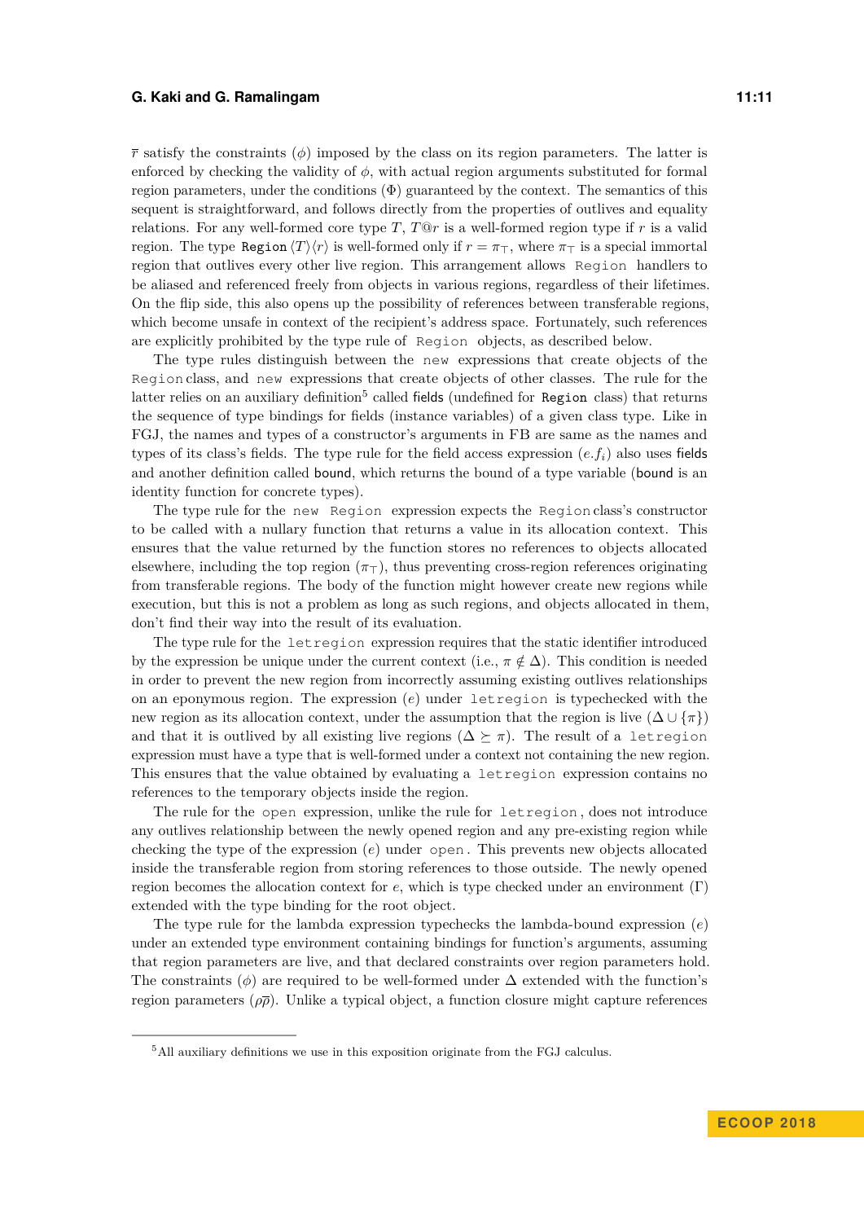$\overline{r}$ satisfy the constraints ($\phi$) imposed by the class on its region parameters. The latter is enforced by checking the validity of $\phi$, with actual region arguments substituted for formal region parameters, under the conditions ($\Phi$) guaranteed by the context. The semantics of this sequent is straightforward, and follows directly from the properties of outlives and equality relations. For any well-formed core type $T$, $T@r$ is a well-formed region type if $r$ is a valid region. The type Region $\langle T \rangle \langle r \rangle$ is well-formed only if $r = \pi_\top$, where $\pi_\top$ is a special immortal region that outlives every other live region. This arrangement allows `Region` handlers to be aliased and referenced freely from objects in various regions, regardless of their lifetimes. On the flip side, this also opens up the possibility of references between transferable regions, which become unsafe in context of the recipient's address space. Fortunately, such references are explicitly prohibited by the type rule of `Region` objects, as described below.

The type rules distinguish between the `new` expressions that create objects of the `Region` class, and `new` expressions that create objects of other classes. The rule for the latter relies on an auxiliary definition[5] called fields (undefined for Region class) that returns the sequence of type bindings for fields (instance variables) of a given class type. Like in FGJ, the names and types of a constructor's arguments in FB are same as the names and types of its class's fields. The type rule for the field access expression ($e.f_i$) also uses fields and another definition called bound, which returns the bound of a type variable (bound is an identity function for concrete types).

The type rule for the `new Region` expression expects the `Region` class's constructor to be called with a nullary function that returns a value in its allocation context. This ensures that the value returned by the function stores no references to objects allocated elsewhere, including the top region ($\pi_\top$), thus preventing cross-region references originating from transferable regions. The body of the function might however create new regions while execution, but this is not a problem as long as such regions, and objects allocated in them, don't find their way into the result of its evaluation.

The type rule for the `letregion` expression requires that the static identifier introduced by the expression be unique under the current context (i.e., $\pi \notin \Delta$). This condition is needed in order to prevent the new region from incorrectly assuming existing outlives relationships on an eponymous region. The expression ($e$) under `letregion` is typechecked with the new region as its allocation context, under the assumption that the region is live ($\Delta \cup \{\pi\}$) and that it is outlived by all existing live regions ($\Delta \succeq \pi$). The result of a `letregion` expression must have a type that is well-formed under a context not containing the new region. This ensures that the value obtained by evaluating a `letregion` expression contains no references to the temporary objects inside the region.

The rule for the `open` expression, unlike the rule for `letregion`, does not introduce any outlives relationship between the newly opened region and any pre-existing region while checking the type of the expression ($e$) under `open`. This prevents new objects allocated inside the transferable region from storing references to those outside. The newly opened region becomes the allocation context for $e$, which is type checked under an environment ($\Gamma$) extended with the type binding for the root object.

The type rule for the lambda expression typechecks the lambda-bound expression ($e$) under an extended type environment containing bindings for function's arguments, assuming that region parameters are live, and that declared constraints over region parameters hold. The constraints ($\phi$) are required to be well-formed under $\Delta$ extended with the function's region parameters ($\rho\overline{\rho}$). Unlike a typical object, a function closure might capture references

[5] All auxiliary definitions we use in this exposition originate from the FGJ calculus.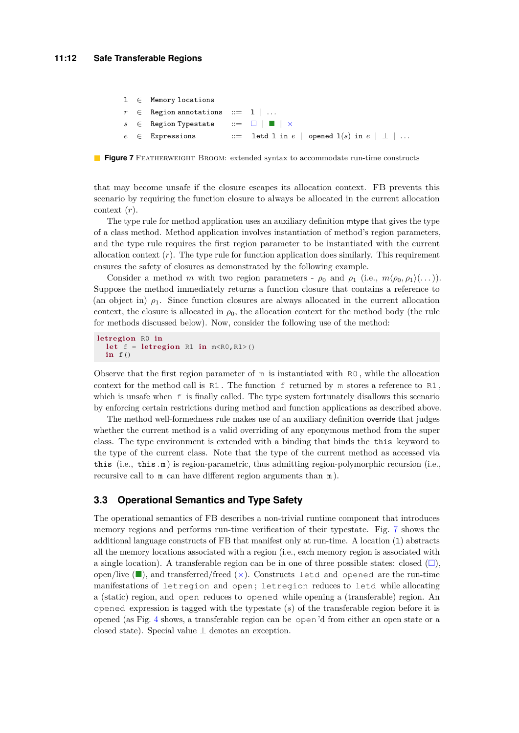$$
\begin{array}{llll}
\mathtt{l} & \in & \texttt{Memory locations} & \\
r & \in & \texttt{Region annotations} & ::= \ \mathtt{l} \mid \ldots \\
s & \in & \texttt{Region Typestate} & ::= \ \square \mid \blacksquare \mid \times \\
e & \in & \texttt{Expressions} & ::= \ \texttt{letd l in } e \mid \texttt{opened l}(s) \texttt{ in } e \mid \bot \mid \ldots
\end{array}
$$

**Figure 7** FEATHERWEIGHT BROOM: extended syntax to accommodate run-time constructs

that may become unsafe if the closure escapes its allocation context. FB prevents this scenario by requiring the function closure to always be allocated in the current allocation context ($r$).

The type rule for method application uses an auxiliary definition mtype that gives the type of a class method. Method application involves instantiation of method's region parameters, and the type rule requires the first region parameter to be instantiated with the current allocation context ($r$). The type rule for function application does similarly. This requirement ensures the safety of closures as demonstrated by the following example.

Consider a method $m$ with two region parameters - $\rho_0$ and $\rho_1$ (i.e., $m\langle\rho_0, \rho_1\rangle(\ldots)$). Suppose the method immediately returns a function closure that contains a reference to (an object in) $\rho_1$. Since function closures are always allocated in the current allocation context, the closure is allocated in $\rho_0$, the allocation context for the method body (the rule for methods discussed below). Now, consider the following use of the method:

```
letregion R0 in
  let f = letregion R1 in m<R0,R1>()
  in f()
```

Observe that the first region parameter of `m` is instantiated with `R0`, while the allocation context for the method call is `R1`. The function `f` returned by `m` stores a reference to `R1`, which is unsafe when `f` is finally called. The type system fortunately disallows this scenario by enforcing certain restrictions during method and function applications as described above.

The method well-formedness rule makes use of an auxiliary definition override that judges whether the current method is a valid overriding of any eponymous method from the super class. The type environment is extended with a binding that binds the `this` keyword to the type of the current class. Note that the type of the current method as accessed via `this` (i.e., `this.m`) is region-parametric, thus admitting region-polymorphic recursion (i.e., recursive call to `m` can have different region arguments than `m`).

## 3.3 Operational Semantics and Type Safety

The operational semantics of FB describes a non-trivial runtime component that introduces memory regions and performs run-time verification of their typestate. Fig. 7 shows the additional language constructs of FB that manifest only at run-time. A location (`l`) abstracts all the memory locations associated with a region (i.e., each memory region is associated with a single location). A transferable region can be in one of three possible states: closed ($\square$), open/live ($\blacksquare$), and transferred/freed ($\times$). Constructs `letd` and `opened` are the run-time manifestations of `letregion` and `open`; `letregion` reduces to `letd` while allocating a (static) region, and `open` reduces to `opened` while opening a (transferable) region. An `opened` expression is tagged with the typestate ($s$) of the transferable region before it is opened (as Fig. 4 shows, a transferable region can be `open`'d from either an open state or a closed state). Special value $\bot$ denotes an exception.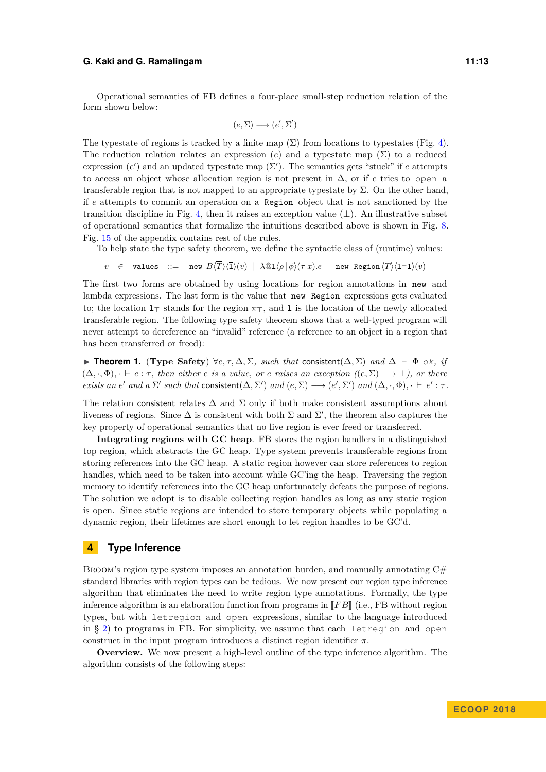Operational semantics of FB defines a four-place small-step reduction relation of the form shown below:

$$(e, \Sigma) \longrightarrow (e', \Sigma')$$

The typestate of regions is tracked by a finite map ($\Sigma$) from locations to typestates (Fig. 4). The reduction relation relates an expression ($e$) and a typestate map ($\Sigma$) to a reduced expression ($e'$) and an updated typestate map ($\Sigma'$). The semantics gets "stuck" if $e$ attempts to access an object whose allocation region is not present in $\Delta$, or if $e$ tries to `open` a transferable region that is not mapped to an appropriate typestate by $\Sigma$. On the other hand, if $e$ attempts to commit an operation on a `Region` object that is not sanctioned by the transition discipline in Fig. 4, then it raises an exception value ($\perp$). An illustrative subset of operational semantics that formalize the intuitions described above is shown in Fig. 8. Fig. 15 of the appendix contains rest of the rules.

To help state the type safety theorem, we define the syntactic class of (runtime) values:

$$v \quad \in \quad \texttt{values} \quad ::= \quad \texttt{new}\ B\langle\overline{T}\rangle\langle\overline{\texttt{l}}\rangle(\overline{v}) \ \mid\ \lambda @ \texttt{l}\langle\overline{\rho}\,|\,\phi\rangle(\overline{\tau}\ \overline{x}).e \ \mid\ \texttt{new}\ \texttt{Region}\langle T\rangle\langle \texttt{l}_\top \texttt{l}\rangle(v)$$

The first two forms are obtained by using locations for region annotations in `new` and lambda expressions. The last form is the value that `new Region` expressions gets evaluated to; the location $\texttt{l}_\top$ stands for the region $\pi_\top$, and $\texttt{l}$ is the location of the newly allocated transferable region. The following type safety theorem shows that a well-typed program will never attempt to dereference an "invalid" reference (a reference to an object in a region that has been transferred or freed):

▶ **Theorem 1.** (**Type Safety**) *$\forall e, \tau, \Delta, \Sigma$, such that* consistent$(\Delta, \Sigma)$ *and* $\Delta \vdash \Phi$ *ok, if* $(\Delta, \cdot, \Phi), \cdot \vdash e : \tau$*, then either $e$ is a value, or $e$ raises an exception ($(e, \Sigma) \longrightarrow \perp$), or there exists an $e'$ and a $\Sigma'$ such that* consistent$(\Delta, \Sigma')$ *and* $(e, \Sigma) \longrightarrow (e', \Sigma')$ *and* $(\Delta, \cdot, \Phi), \cdot \vdash e' : \tau$.

The relation consistent relates $\Delta$ and $\Sigma$ only if both make consistent assumptions about liveness of regions. Since $\Delta$ is consistent with both $\Sigma$ and $\Sigma'$, the theorem also captures the key property of operational semantics that no live region is ever freed or transferred.

**Integrating regions with GC heap**. FB stores the region handlers in a distinguished top region, which abstracts the GC heap. Type system prevents transferable regions from storing references into the GC heap. A static region however can store references to region handles, which need to be taken into account while GC'ing the heap. Traversing the region memory to identify references into the GC heap unfortunately defeats the purpose of regions. The solution we adopt is to disable collecting region handles as long as any static region is open. Since static regions are intended to store temporary objects while populating a dynamic region, their lifetimes are short enough to let region handles to be GC'd.

## 4 Type Inference

Broom's region type system imposes an annotation burden, and manually annotating C# standard libraries with region types can be tedious. We now present our region type inference algorithm that eliminates the need to write region type annotations. Formally, the type inference algorithm is an elaboration function from programs in $[\![FB]\!]$ (i.e., FB without region types, but with `letregion` and `open` expressions, similar to the language introduced in § 2) to programs in FB. For simplicity, we assume that each `letregion` and `open` construct in the input program introduces a distinct region identifier $\pi$.

**Overview.** We now present a high-level outline of the type inference algorithm. The algorithm consists of the following steps: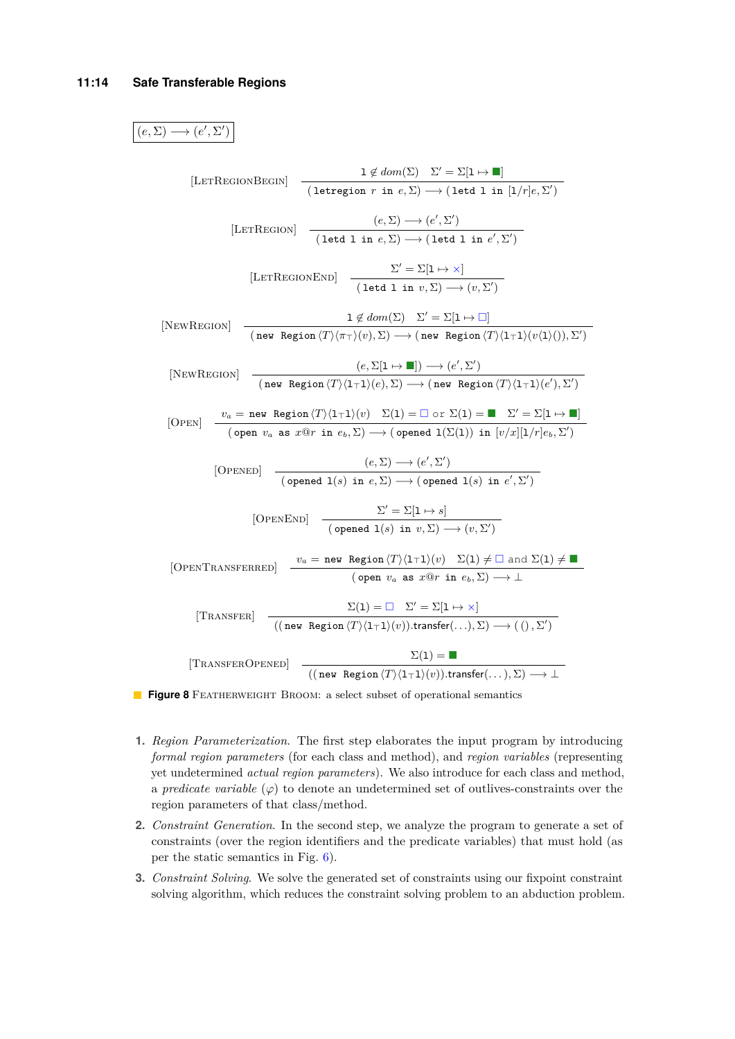$$\boxed{(e, \Sigma) \longrightarrow (e', \Sigma')}$$

$$[\textsc{LetRegionBegin}] \quad \frac{\mathtt{l} \notin dom(\Sigma) \quad \Sigma' = \Sigma[\mathtt{l} \mapsto \blacksquare]}{(\mathtt{letregion}\ r\ \mathtt{in}\ e, \Sigma) \longrightarrow (\mathtt{letd}\ \mathtt{l}\ \mathtt{in}\ [\mathtt{l}/r]e, \Sigma')}$$

$$[\textsc{LetRegion}] \quad \frac{(e, \Sigma) \longrightarrow (e', \Sigma')}{(\mathtt{letd}\ \mathtt{l}\ \mathtt{in}\ e, \Sigma) \longrightarrow (\mathtt{letd}\ \mathtt{l}\ \mathtt{in}\ e', \Sigma')}$$

$$[\textsc{LetRegionEnd}] \quad \frac{\Sigma' = \Sigma[\mathtt{l} \mapsto \times]}{(\mathtt{letd}\ \mathtt{l}\ \mathtt{in}\ v, \Sigma) \longrightarrow (v, \Sigma')}$$

$$[\textsc{NewRegion}] \quad \frac{\mathtt{l} \notin dom(\Sigma) \quad \Sigma' = \Sigma[\mathtt{l} \mapsto \square]}{(\mathtt{new}\ \ \mathtt{Region}\langle T\rangle\langle \pi_\top\rangle(v), \Sigma) \longrightarrow (\mathtt{new}\ \ \mathtt{Region}\langle T\rangle\langle \mathtt{l}_\top \mathtt{l}\rangle(v\langle \mathtt{l}\rangle()), \Sigma')}$$

$$[\textsc{NewRegion}] \quad \frac{(e, \Sigma[\mathtt{l} \mapsto \blacksquare]) \longrightarrow (e', \Sigma')}{(\mathtt{new}\ \ \mathtt{Region}\langle T\rangle\langle \mathtt{l}_\top \mathtt{l}\rangle(e), \Sigma) \longrightarrow (\mathtt{new}\ \ \mathtt{Region}\langle T\rangle\langle \mathtt{l}_\top \mathtt{l}\rangle(e'), \Sigma')}$$

$$[\textsc{Open}] \quad \frac{v_a = \mathtt{new}\ \ \mathtt{Region}\langle T\rangle\langle \mathtt{l}_\top \mathtt{l}\rangle(v) \quad \Sigma(\mathtt{l}) = \square \text{ or } \Sigma(\mathtt{l}) = \blacksquare \quad \Sigma' = \Sigma[\mathtt{l} \mapsto \blacksquare]}{(\mathtt{open}\ v_a\ \mathtt{as}\ x@r\ \mathtt{in}\ e_b, \Sigma) \longrightarrow (\mathtt{opened}\ \mathtt{l}(\Sigma(\mathtt{l}))\ \mathtt{in}\ [v/x][\mathtt{l}/r]e_b, \Sigma')}$$

$$[\textsc{Opened}] \quad \frac{(e, \Sigma) \longrightarrow (e', \Sigma')}{(\mathtt{opened}\ \mathtt{l}(s)\ \mathtt{in}\ e, \Sigma) \longrightarrow (\mathtt{opened}\ \mathtt{l}(s)\ \mathtt{in}\ e', \Sigma')}$$

$$[\textsc{OpenEnd}] \quad \frac{\Sigma' = \Sigma[\mathtt{l} \mapsto s]}{(\mathtt{opened}\ \mathtt{l}(s)\ \mathtt{in}\ v, \Sigma) \longrightarrow (v, \Sigma')}$$

$$[\textsc{OpenTransferred}] \quad \frac{v_a = \mathtt{new}\ \ \mathtt{Region}\langle T\rangle\langle \mathtt{l}_\top \mathtt{l}\rangle(v) \quad \Sigma(\mathtt{l}) \neq \square \text{ and } \Sigma(\mathtt{l}) \neq \blacksquare}{(\mathtt{open}\ v_a\ \mathtt{as}\ x@r\ \mathtt{in}\ e_b, \Sigma) \longrightarrow \bot}$$

$$[\textsc{Transfer}] \quad \frac{\Sigma(\mathtt{l}) = \square \quad \Sigma' = \Sigma[\mathtt{l} \mapsto \times]}{((\mathtt{new}\ \ \mathtt{Region}\langle T\rangle\langle \mathtt{l}_\top \mathtt{l}\rangle(v)).\mathsf{transfer}(\ldots), \Sigma) \longrightarrow (\,()\,, \Sigma')}$$

$$[\textsc{TransferOpened}] \quad \frac{\Sigma(\mathtt{l}) = \blacksquare}{((\mathtt{new}\ \ \mathtt{Region}\langle T\rangle\langle \mathtt{l}_\top \mathtt{l}\rangle(v)).\mathsf{transfer}(\ldots), \Sigma) \longrightarrow \bot}$$

**Figure 8** Featherweight Broom: a select subset of operational semantics

1. *Region Parameterization.* The first step elaborates the input program by introducing *formal region parameters* (for each class and method), and *region variables* (representing yet undetermined *actual region parameters*). We also introduce for each class and method, a *predicate variable* ($\varphi$) to denote an undetermined set of outlives-constraints over the region parameters of that class/method.
2. *Constraint Generation.* In the second step, we analyze the program to generate a set of constraints (over the region identifiers and the predicate variables) that must hold (as per the static semantics in Fig. 6).
3. *Constraint Solving.* We solve the generated set of constraints using our fixpoint constraint solving algorithm, which reduces the constraint solving problem to an abduction problem.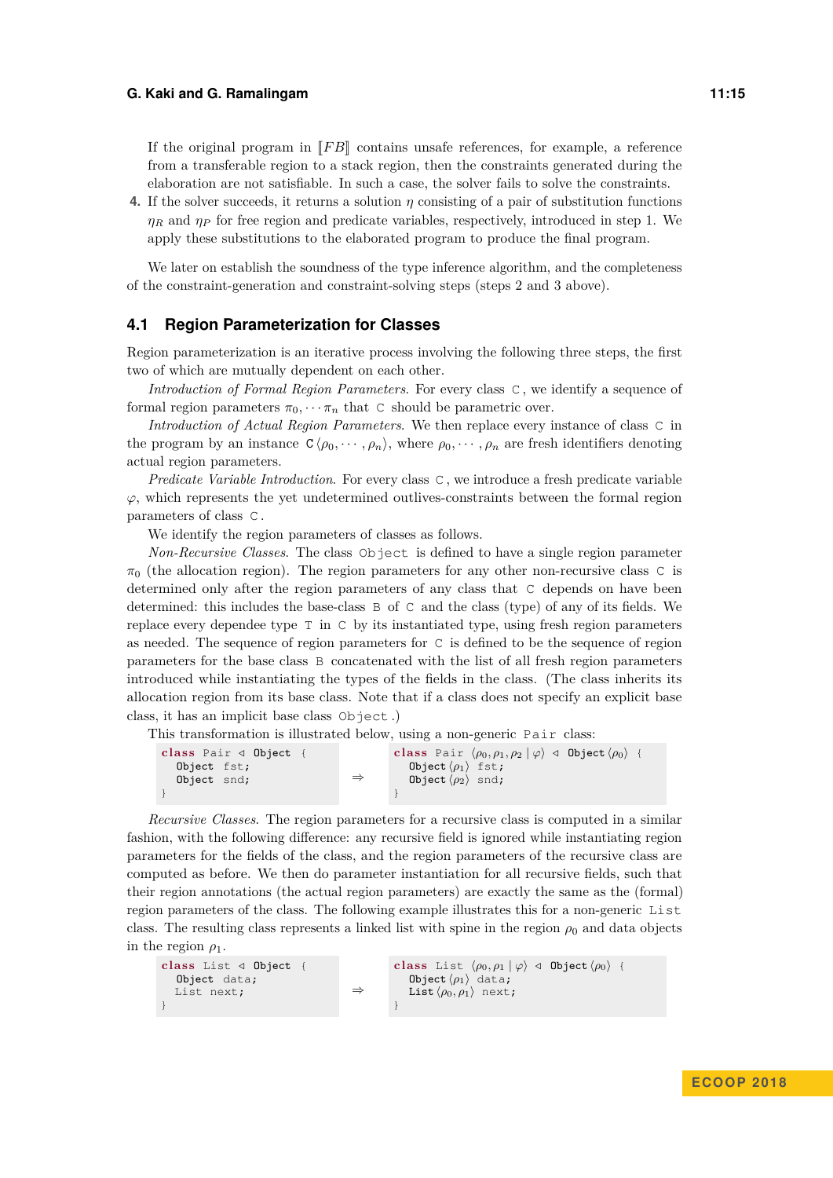If the original program in $[\![FB]\!]$ contains unsafe references, for example, a reference from a transferable region to a stack region, then the constraints generated during the elaboration are not satisfiable. In such a case, the solver fails to solve the constraints.

4. If the solver succeeds, it returns a solution $\eta$ consisting of a pair of substitution functions $\eta_R$ and $\eta_P$ for free region and predicate variables, respectively, introduced in step 1. We apply these substitutions to the elaborated program to produce the final program.

We later on establish the soundness of the type inference algorithm, and the completeness of the constraint-generation and constraint-solving steps (steps 2 and 3 above).

## 4.1 Region Parameterization for Classes

Region parameterization is an iterative process involving the following three steps, the first two of which are mutually dependent on each other.

*Introduction of Formal Region Parameters.* For every class `C`, we identify a sequence of formal region parameters $\pi_0, \cdots \pi_n$ that `C` should be parametric over.

*Introduction of Actual Region Parameters.* We then replace every instance of class `C` in the program by an instance $\texttt{C}\langle\rho_0, \cdots, \rho_n\rangle$, where $\rho_0, \cdots, \rho_n$ are fresh identifiers denoting actual region parameters.

*Predicate Variable Introduction.* For every class `C`, we introduce a fresh predicate variable $\varphi$, which represents the yet undetermined outlives-constraints between the formal region parameters of class `C`.

We identify the region parameters of classes as follows.

*Non-Recursive Classes.* The class `Object` is defined to have a single region parameter $\pi_0$ (the allocation region). The region parameters for any other non-recursive class `C` is determined only after the region parameters of any class that `C` depends on have been determined: this includes the base-class `B` of `C` and the class (type) of any of its fields. We replace every dependee type `T` in `C` by its instantiated type, using fresh region parameters as needed. The sequence of region parameters for `C` is defined to be the sequence of region parameters for the base class `B` concatenated with the list of all fresh region parameters introduced while instantiating the types of the fields in the class. (The class inherits its allocation region from its base class. Note that if a class does not specify an explicit base class, it has an implicit base class `Object`.)

This transformation is illustrated below, using a non-generic `Pair` class:

```
class Pair ◁ Object {
  Object fst;
  Object snd;
}
```

$\Rightarrow$

```
class Pair ⟨ρ0, ρ1, ρ2 | φ⟩ ◁ Object⟨ρ0⟩ {
  Object⟨ρ1⟩ fst;
  Object⟨ρ2⟩ snd;
}
```

*Recursive Classes.* The region parameters for a recursive class is computed in a similar fashion, with the following difference: any recursive field is ignored while instantiating region parameters for the fields of the class, and the region parameters of the recursive class are computed as before. We then do parameter instantiation for all recursive fields, such that their region annotations (the actual region parameters) are exactly the same as the (formal) region parameters of the class. The following example illustrates this for a non-generic `List` class. The resulting class represents a linked list with spine in the region $\rho_0$ and data objects in the region $\rho_1$.

```
class List ◁ Object {
  Object data;
  List next;
}
```

$\Rightarrow$

```
class List ⟨ρ0, ρ1 | φ⟩ ◁ Object⟨ρ0⟩ {
  Object⟨ρ1⟩ data;
  List⟨ρ0, ρ1⟩ next;
}
```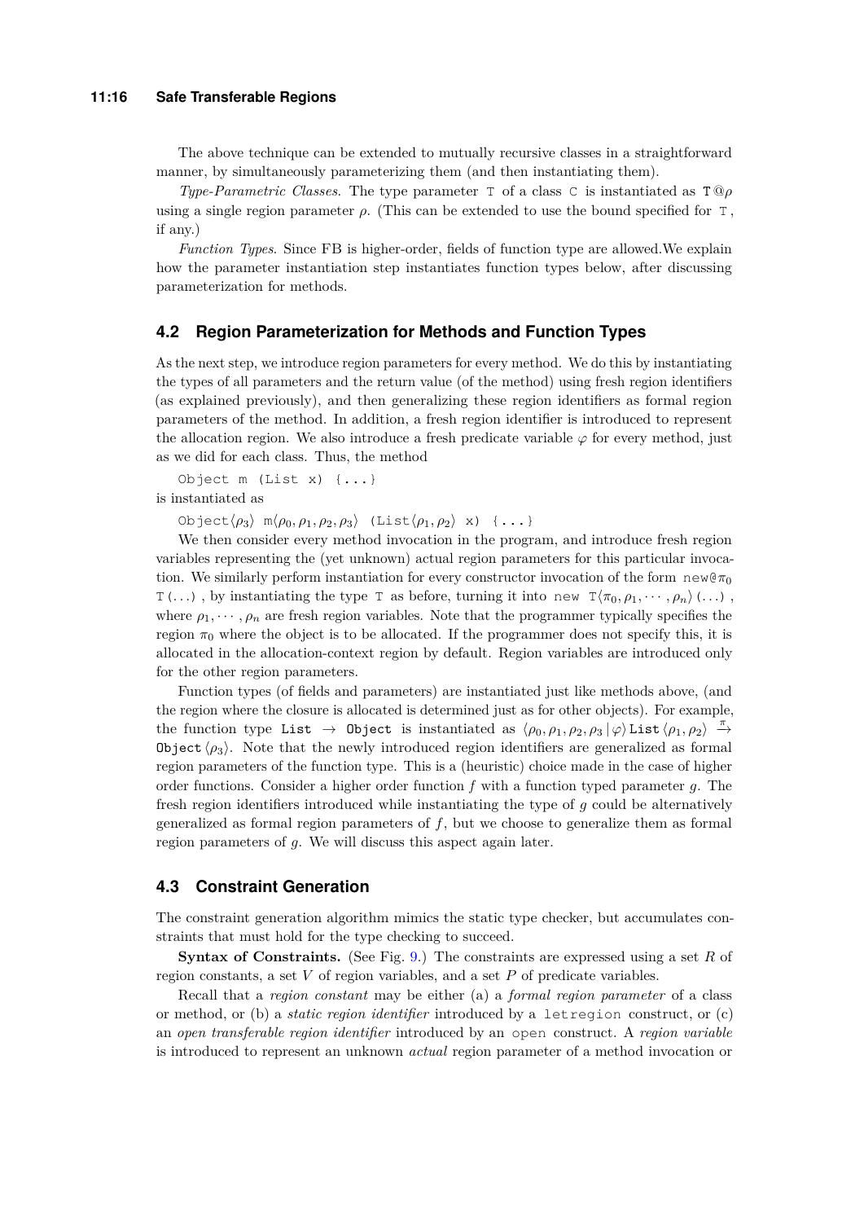The above technique can be extended to mutually recursive classes in a straightforward manner, by simultaneously parameterizing them (and then instantiating them).

*Type-Parametric Classes.* The type parameter `T` of a class `C` is instantiated as `T`@$\rho$ using a single region parameter $\rho$. (This can be extended to use the bound specified for `T`, if any.)

*Function Types.* Since FB is higher-order, fields of function type are allowed.We explain how the parameter instantiation step instantiates function types below, after discussing parameterization for methods.

## 4.2 Region Parameterization for Methods and Function Types

As the next step, we introduce region parameters for every method. We do this by instantiating the types of all parameters and the return value (of the method) using fresh region identifiers (as explained previously), and then generalizing these region identifiers as formal region parameters of the method. In addition, a fresh region identifier is introduced to represent the allocation region. We also introduce a fresh predicate variable $\varphi$ for every method, just as we did for each class. Thus, the method

```
Object m (List x) {...}
```

is instantiated as

`Object`$\langle\rho_3\rangle$ `m`$\langle\rho_0, \rho_1, \rho_2, \rho_3\rangle$ `(List`$\langle\rho_1, \rho_2\rangle$ `x) {...}`

We then consider every method invocation in the program, and introduce fresh region variables representing the (yet unknown) actual region parameters for this particular invocation. We similarly perform instantiation for every constructor invocation of the form `new@`$\pi_0$ `T(...)`, by instantiating the type `T` as before, turning it into `new T`$\langle\pi_0, \rho_1, \cdots, \rho_n\rangle$`(...)`, where $\rho_1, \cdots, \rho_n$ are fresh region variables. Note that the programmer typically specifies the region $\pi_0$ where the object is to be allocated. If the programmer does not specify this, it is allocated in the allocation-context region by default. Region variables are introduced only for the other region parameters.

Function types (of fields and parameters) are instantiated just like methods above, (and the region where the closure is allocated is determined just as for other objects). For example, the function type `List` $\rightarrow$ `Object` is instantiated as $\langle\rho_0, \rho_1, \rho_2, \rho_3 \,|\, \varphi\rangle$ `List`$\langle\rho_1, \rho_2\rangle \xrightarrow{\pi}$ `Object`$\langle\rho_3\rangle$. Note that the newly introduced region identifiers are generalized as formal region parameters of the function type. This is a (heuristic) choice made in the case of higher order functions. Consider a higher order function $f$ with a function typed parameter $g$. The fresh region identifiers introduced while instantiating the type of $g$ could be alternatively generalized as formal region parameters of $f$, but we choose to generalize them as formal region parameters of $g$. We will discuss this aspect again later.

## 4.3 Constraint Generation

The constraint generation algorithm mimics the static type checker, but accumulates constraints that must hold for the type checking to succeed.

**Syntax of Constraints.** (See Fig. 9.) The constraints are expressed using a set $R$ of region constants, a set $V$ of region variables, and a set $P$ of predicate variables.

Recall that a *region constant* may be either (a) a *formal region parameter* of a class or method, or (b) a *static region identifier* introduced by a `letregion` construct, or (c) an *open transferable region identifier* introduced by an `open` construct. A *region variable* is introduced to represent an unknown *actual* region parameter of a method invocation or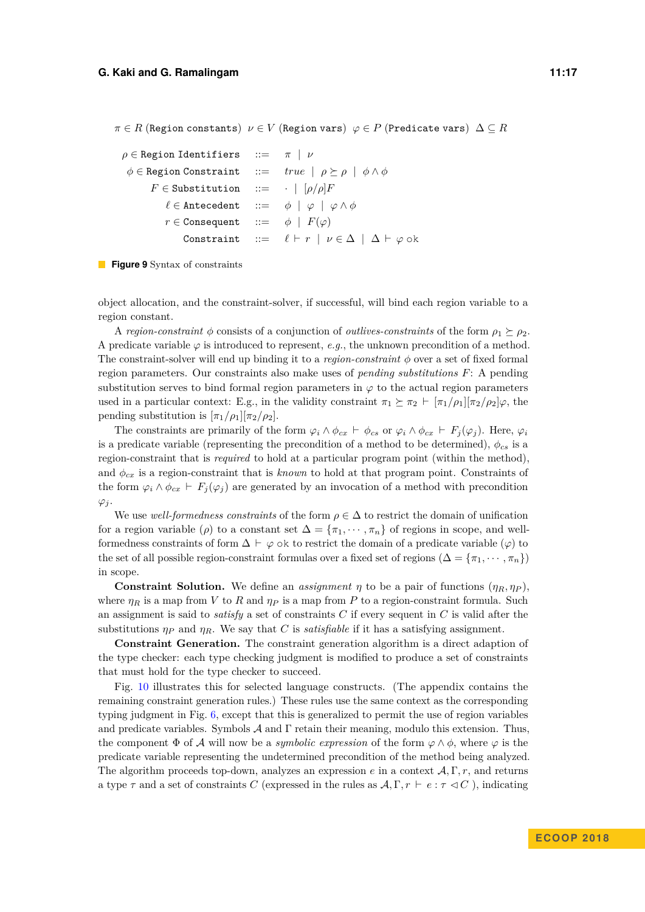$\pi \in R$ (Region constants) $\nu \in V$ (Region vars) $\varphi \in P$ (Predicate vars) $\Delta \subseteq R$

$$
\begin{array}{rcl}
\rho \in \texttt{Region Identifiers} & ::= & \pi \mid \nu \\
\phi \in \texttt{Region Constraint} & ::= & \mathit{true} \mid \rho \succeq \rho \mid \phi \wedge \phi \\
F \in \texttt{Substitution} & ::= & \cdot \mid [\rho/\rho]F \\
\ell \in \texttt{Antecedent} & ::= & \phi \mid \varphi \mid \varphi \wedge \phi \\
r \in \texttt{Consequent} & ::= & \phi \mid F(\varphi) \\
\texttt{Constraint} & ::= & \ell \vdash r \mid \nu \in \Delta \mid \Delta \vdash \varphi \texttt{ ok}
\end{array}
$$

**Figure 9** Syntax of constraints

object allocation, and the constraint-solver, if successful, will bind each region variable to a region constant.

A *region-constraint* $\phi$ consists of a conjunction of *outlives-constraints* of the form $\rho_1 \succeq \rho_2$. A predicate variable $\varphi$ is introduced to represent, *e.g.*, the unknown precondition of a method. The constraint-solver will end up binding it to a *region-constraint* $\phi$ over a set of fixed formal region parameters. Our constraints also make uses of *pending substitutions* $F$: A pending substitution serves to bind formal region parameters in $\varphi$ to the actual region parameters used in a particular context: E.g., in the validity constraint $\pi_1 \succeq \pi_2 \vdash [\pi_1/\rho_1][\pi_2/\rho_2]\varphi$, the pending substitution is $[\pi_1/\rho_1][\pi_2/\rho_2]$.

The constraints are primarily of the form $\varphi_i \wedge \phi_{cx} \vdash \phi_{cs}$ or $\varphi_i \wedge \phi_{cx} \vdash F_j(\varphi_j)$. Here, $\varphi_i$ is a predicate variable (representing the precondition of a method to be determined), $\phi_{cs}$ is a region-constraint that is *required* to hold at a particular program point (within the method), and $\phi_{cx}$ is a region-constraint that is *known* to hold at that program point. Constraints of the form $\varphi_i \wedge \phi_{cx} \vdash F_j(\varphi_j)$ are generated by an invocation of a method with precondition $\varphi_j$.

We use *well-formedness constraints* of the form $\rho \in \Delta$ to restrict the domain of unification for a region variable ($\rho$) to a constant set $\Delta = \{\pi_1, \cdots, \pi_n\}$ of regions in scope, and well-formedness constraints of form $\Delta \vdash \varphi$ ok to restrict the domain of a predicate variable ($\varphi$) to the set of all possible region-constraint formulas over a fixed set of regions ($\Delta = \{\pi_1, \cdots, \pi_n\}$) in scope.

**Constraint Solution.** We define an *assignment* $\eta$ to be a pair of functions $(\eta_R, \eta_P)$, where $\eta_R$ is a map from $V$ to $R$ and $\eta_P$ is a map from $P$ to a region-constraint formula. Such an assignment is said to *satisfy* a set of constraints $C$ if every sequent in $C$ is valid after the substitutions $\eta_P$ and $\eta_R$. We say that $C$ is *satisfiable* if it has a satisfying assignment.

**Constraint Generation.** The constraint generation algorithm is a direct adaption of the type checker: each type checking judgment is modified to produce a set of constraints that must hold for the type checker to succeed.

Fig. 10 illustrates this for selected language constructs. (The appendix contains the remaining constraint generation rules.) These rules use the same context as the corresponding typing judgment in Fig. 6, except that this is generalized to permit the use of region variables and predicate variables. Symbols $\mathcal{A}$ and $\Gamma$ retain their meaning, modulo this extension. Thus, the component $\Phi$ of $\mathcal{A}$ will now be a *symbolic expression* of the form $\varphi \wedge \phi$, where $\varphi$ is the predicate variable representing the undetermined precondition of the method being analyzed. The algorithm proceeds top-down, analyzes an expression $e$ in a context $\mathcal{A}, \Gamma, r$, and returns a type $\tau$ and a set of constraints $C$ (expressed in the rules as $\mathcal{A}, \Gamma, r \vdash e : \tau \lhd C$ ), indicating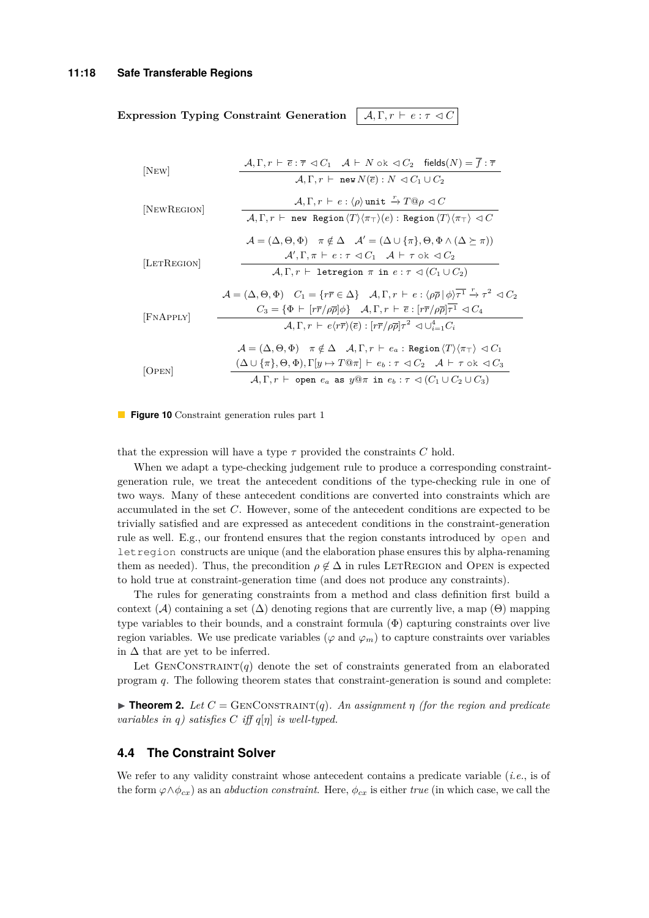**Expression Typing Constraint Generation** $\boxed{\mathcal{A}, \Gamma, r \vdash e : \tau \lhd C}$

[New]
$$\frac{\mathcal{A}, \Gamma, r \vdash \overline{e} : \overline{\tau} \lhd C_1 \quad \mathcal{A} \vdash N \text{ ok } \lhd C_2 \quad \mathsf{fields}(N) = \overline{f} : \overline{\tau}}{\mathcal{A}, \Gamma, r \vdash \texttt{new}\, N(\overline{e}) : N \lhd C_1 \cup C_2}$$

[NewRegion]
$$\frac{\mathcal{A}, \Gamma, r \vdash e : \langle \rho \rangle\, \texttt{unit} \xrightarrow{r} T@\rho \lhd C}{\mathcal{A}, \Gamma, r \vdash \texttt{new Region}\langle T \rangle \langle \pi_\top \rangle (e) : \texttt{Region}\langle T \rangle \langle \pi_\top \rangle \lhd C}$$

[LetRegion]
$$\frac{\mathcal{A} = (\Delta, \Theta, \Phi) \quad \pi \notin \Delta \quad \mathcal{A}' = (\Delta \cup \{\pi\}, \Theta, \Phi \wedge (\Delta \succeq \pi)) \quad \mathcal{A}', \Gamma, \pi \vdash e : \tau \lhd C_1 \quad \mathcal{A} \vdash \tau \text{ ok } \lhd C_2}{\mathcal{A}, \Gamma, r \vdash \texttt{letregion } \pi \texttt{ in } e : \tau \lhd (C_1 \cup C_2)}$$

[FnApply]
$$\frac{\mathcal{A} = (\Delta, \Theta, \Phi) \quad C_1 = \{r\overline{r} \in \Delta\} \quad \mathcal{A}, \Gamma, r \vdash e : \langle \rho\overline{\rho} \,|\, \phi \rangle \overline{\tau^1} \xrightarrow{r} \tau^2 \lhd C_2 \quad C_3 = \{\Phi \vdash [r\overline{r}/\rho\overline{\rho}]\phi\} \quad \mathcal{A}, \Gamma, r \vdash \overline{e} : [r\overline{r}/\rho\overline{\rho}]\overline{\tau^1} \lhd C_4}{\mathcal{A}, \Gamma, r \vdash e\langle r\overline{r} \rangle(\overline{e}) : [r\overline{r}/\rho\overline{\rho}]\tau^2 \lhd \cup_{i=1}^4 C_i}$$

[Open]
$$\frac{\mathcal{A} = (\Delta, \Theta, \Phi) \quad \pi \notin \Delta \quad \mathcal{A}, \Gamma, r \vdash e_a : \texttt{Region}\langle T \rangle \langle \pi_\top \rangle \lhd C_1 \quad (\Delta \cup \{\pi\}, \Theta, \Phi), \Gamma[y \mapsto T@\pi] \vdash e_b : \tau \lhd C_2 \quad \mathcal{A} \vdash \tau \text{ ok } \lhd C_3}{\mathcal{A}, \Gamma, r \vdash \texttt{open } e_a \texttt{ as } y@\pi \texttt{ in } e_b : \tau \lhd (C_1 \cup C_2 \cup C_3)}$$

**Figure 10** Constraint generation rules part 1

that the expression will have a type $\tau$ provided the constraints $C$ hold.

When we adapt a type-checking judgement rule to produce a corresponding constraint-generation rule, we treat the antecedent conditions of the type-checking rule in one of two ways. Many of these antecedent conditions are converted into constraints which are accumulated in the set $C$. However, some of the antecedent conditions are expected to be trivially satisfied and are expressed as antecedent conditions in the constraint-generation rule as well. E.g., our frontend ensures that the region constants introduced by open and letregion constructs are unique (and the elaboration phase ensures this by alpha-renaming them as needed). Thus, the precondition $\rho \notin \Delta$ in rules LetRegion and Open is expected to hold true at constraint-generation time (and does not produce any constraints).

The rules for generating constraints from a method and class definition first build a context ($\mathcal{A}$) containing a set ($\Delta$) denoting regions that are currently live, a map ($\Theta$) mapping type variables to their bounds, and a constraint formula ($\Phi$) capturing constraints over live region variables. We use predicate variables ($\varphi$ and $\varphi_m$) to capture constraints over variables in $\Delta$ that are yet to be inferred.

Let GenConstraint($q$) denote the set of constraints generated from an elaborated program $q$. The following theorem states that constraint-generation is sound and complete:

▶ **Theorem 2.** *Let $C =$ GenConstraint($q$). An assignment $\eta$ (for the region and predicate variables in $q$) satisfies $C$ iff $q[\eta]$ is well-typed.*

## 4.4 The Constraint Solver

We refer to any validity constraint whose antecedent contains a predicate variable (*i.e.*, is of the form $\varphi \wedge \phi_{cx}$) as an *abduction constraint*. Here, $\phi_{cx}$ is either *true* (in which case, we call the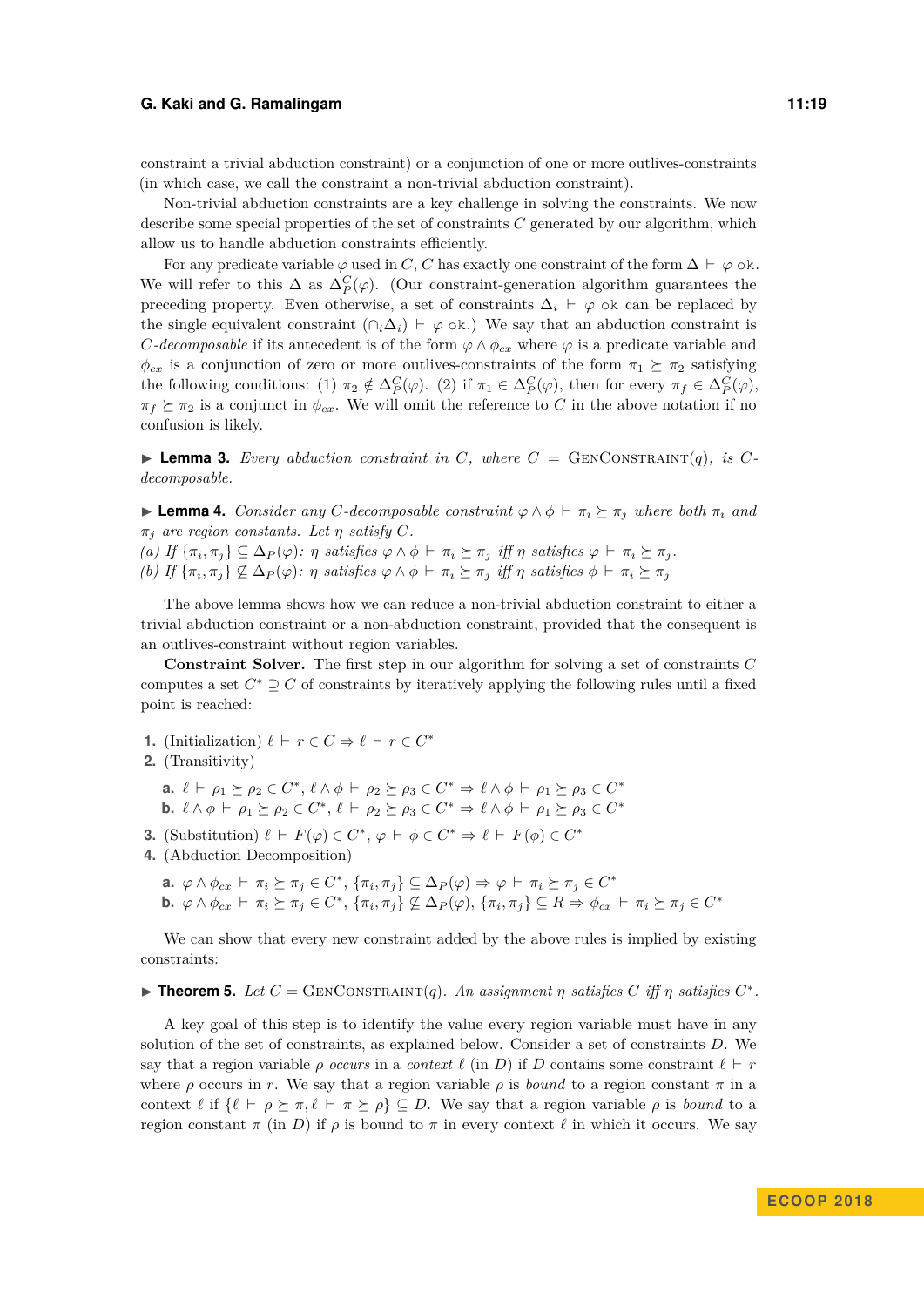constraint a trivial abduction constraint) or a conjunction of one or more outlives-constraints (in which case, we call the constraint a non-trivial abduction constraint).

Non-trivial abduction constraints are a key challenge in solving the constraints. We now describe some special properties of the set of constraints $C$ generated by our algorithm, which allow us to handle abduction constraints efficiently.

For any predicate variable $\varphi$ used in $C$, $C$ has exactly one constraint of the form $\Delta \vdash \varphi$ ok. We will refer to this $\Delta$ as $\Delta_P^C(\varphi)$. (Our constraint-generation algorithm guarantees the preceding property. Even otherwise, a set of constraints $\Delta_i \vdash \varphi$ ok can be replaced by the single equivalent constraint $(\cap_i \Delta_i) \vdash \varphi$ ok.) We say that an abduction constraint is *$C$-decomposable* if its antecedent is of the form $\varphi \wedge \phi_{cx}$ where $\varphi$ is a predicate variable and $\phi_{cx}$ is a conjunction of zero or more outlives-constraints of the form $\pi_1 \succeq \pi_2$ satisfying the following conditions: (1) $\pi_2 \notin \Delta_P^C(\varphi)$. (2) if $\pi_1 \in \Delta_P^C(\varphi)$, then for every $\pi_f \in \Delta_P^C(\varphi)$, $\pi_f \succeq \pi_2$ is a conjunct in $\phi_{cx}$. We will omit the reference to $C$ in the above notation if no confusion is likely.

▶ **Lemma 3.** *Every abduction constraint in $C$, where $C = $ GenConstraint$(q)$, is $C$-decomposable.*

▶ **Lemma 4.** *Consider any $C$-decomposable constraint $\varphi \wedge \phi \vdash \pi_i \succeq \pi_j$ where both $\pi_i$ and $\pi_j$ are region constants. Let $\eta$ satisfy $C$.*
*(a) If $\{\pi_i, \pi_j\} \subseteq \Delta_P(\varphi)$: $\eta$ satisfies $\varphi \wedge \phi \vdash \pi_i \succeq \pi_j$ iff $\eta$ satisfies $\varphi \vdash \pi_i \succeq \pi_j$.*
*(b) If $\{\pi_i, \pi_j\} \not\subseteq \Delta_P(\varphi)$: $\eta$ satisfies $\varphi \wedge \phi \vdash \pi_i \succeq \pi_j$ iff $\eta$ satisfies $\phi \vdash \pi_i \succeq \pi_j$*

The above lemma shows how we can reduce a non-trivial abduction constraint to either a trivial abduction constraint or a non-abduction constraint, provided that the consequent is an outlives-constraint without region variables.

**Constraint Solver.** The first step in our algorithm for solving a set of constraints $C$ computes a set $C^* \supseteq C$ of constraints by iteratively applying the following rules until a fixed point is reached:

1. (Initialization) $\ell \vdash r \in C \Rightarrow \ell \vdash r \in C^*$
2. (Transitivity)
   - **a.** $\ell \vdash \rho_1 \succeq \rho_2 \in C^*$, $\ell \wedge \phi \vdash \rho_2 \succeq \rho_3 \in C^* \Rightarrow \ell \wedge \phi \vdash \rho_1 \succeq \rho_3 \in C^*$
   - **b.** $\ell \wedge \phi \vdash \rho_1 \succeq \rho_2 \in C^*$, $\ell \vdash \rho_2 \succeq \rho_3 \in C^* \Rightarrow \ell \wedge \phi \vdash \rho_1 \succeq \rho_3 \in C^*$
3. (Substitution) $\ell \vdash F(\varphi) \in C^*$, $\varphi \vdash \phi \in C^* \Rightarrow \ell \vdash F(\phi) \in C^*$
4. (Abduction Decomposition)
   - **a.** $\varphi \wedge \phi_{cx} \vdash \pi_i \succeq \pi_j \in C^*$, $\{\pi_i, \pi_j\} \subseteq \Delta_P(\varphi) \Rightarrow \varphi \vdash \pi_i \succeq \pi_j \in C^*$
   - **b.** $\varphi \wedge \phi_{cx} \vdash \pi_i \succeq \pi_j \in C^*$, $\{\pi_i, \pi_j\} \not\subseteq \Delta_P(\varphi)$, $\{\pi_i, \pi_j\} \subseteq R \Rightarrow \phi_{cx} \vdash \pi_i \succeq \pi_j \in C^*$

We can show that every new constraint added by the above rules is implied by existing constraints:

▶ **Theorem 5.** *Let $C = $ GenConstraint$(q)$. An assignment $\eta$ satisfies $C$ iff $\eta$ satisfies $C^*$.*

A key goal of this step is to identify the value every region variable must have in any solution of the set of constraints, as explained below. Consider a set of constraints $D$. We say that a region variable $\rho$ *occurs* in a *context* $\ell$ (in $D$) if $D$ contains some constraint $\ell \vdash r$ where $\rho$ occurs in $r$. We say that a region variable $\rho$ is *bound* to a region constant $\pi$ in a context $\ell$ if $\{\ell \vdash \rho \succeq \pi, \ell \vdash \pi \succeq \rho\} \subseteq D$. We say that a region variable $\rho$ is *bound* to a region constant $\pi$ (in $D$) if $\rho$ is bound to $\pi$ in every context $\ell$ in which it occurs. We say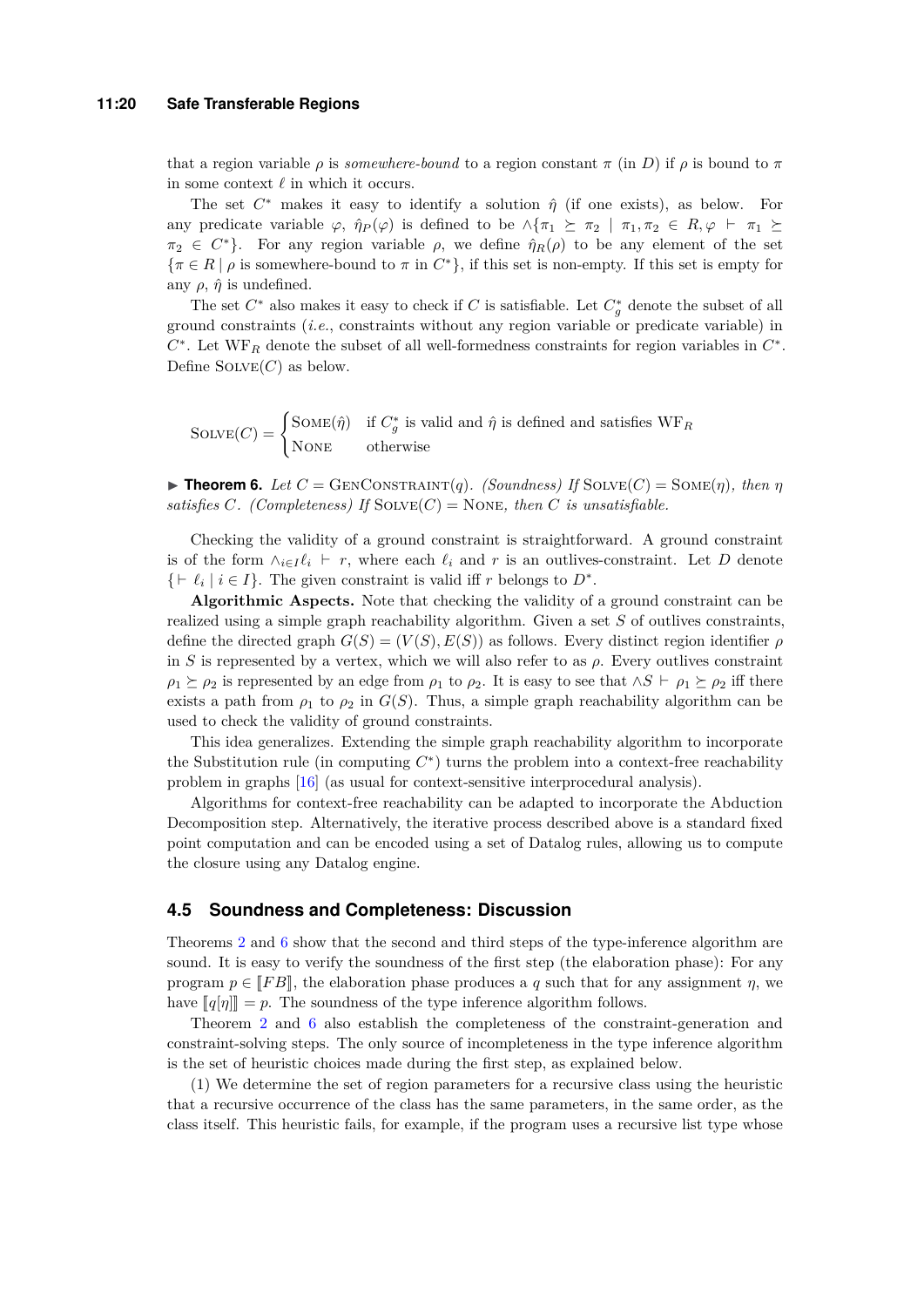that a region variable $\rho$ is *somewhere-bound* to a region constant $\pi$ (in $D$) if $\rho$ is bound to $\pi$ in some context $\ell$ in which it occurs.

The set $C^*$ makes it easy to identify a solution $\hat{\eta}$ (if one exists), as below. For any predicate variable $\varphi$, $\hat{\eta}_P(\varphi)$ is defined to be $\wedge\{\pi_1 \succeq \pi_2 \mid \pi_1, \pi_2 \in R, \varphi \vdash \pi_1 \succeq \pi_2 \in C^*\}$. For any region variable $\rho$, we define $\hat{\eta}_R(\rho)$ to be any element of the set $\{\pi \in R \mid \rho \text{ is somewhere-bound to } \pi \text{ in } C^*\}$, if this set is non-empty. If this set is empty for any $\rho$, $\hat{\eta}$ is undefined.

The set $C^*$ also makes it easy to check if $C$ is satisfiable. Let $C^*_g$ denote the subset of all ground constraints (*i.e.*, constraints without any region variable or predicate variable) in $C^*$. Let $\text{WF}_R$ denote the subset of all well-formedness constraints for region variables in $C^*$. Define $\textsc{Solve}(C)$ as below.

$$\textsc{Solve}(C) = \begin{cases} \textsc{Some}(\hat{\eta}) & \text{if } C^*_g \text{ is valid and } \hat{\eta} \text{ is defined and satisfies } \text{WF}_R \\ \textsc{None} & \text{otherwise} \end{cases}$$

▶ **Theorem 6.** *Let $C = \textsc{GenConstraint}(q)$. (Soundness) If $\textsc{Solve}(C) = \textsc{Some}(\eta)$, then $\eta$ satisfies $C$. (Completeness) If $\textsc{Solve}(C) = \textsc{None}$, then $C$ is unsatisfiable.*

Checking the validity of a ground constraint is straightforward. A ground constraint is of the form $\wedge_{i \in I} \ell_i \vdash r$, where each $\ell_i$ and $r$ is an outlives-constraint. Let $D$ denote $\{\vdash \ell_i \mid i \in I\}$. The given constraint is valid iff $r$ belongs to $D^*$.

**Algorithmic Aspects.** Note that checking the validity of a ground constraint can be realized using a simple graph reachability algorithm. Given a set $S$ of outlives constraints, define the directed graph $G(S) = (V(S), E(S))$ as follows. Every distinct region identifier $\rho$ in $S$ is represented by a vertex, which we will also refer to as $\rho$. Every outlives constraint $\rho_1 \succeq \rho_2$ is represented by an edge from $\rho_1$ to $\rho_2$. It is easy to see that $\wedge S \vdash \rho_1 \succeq \rho_2$ iff there exists a path from $\rho_1$ to $\rho_2$ in $G(S)$. Thus, a simple graph reachability algorithm can be used to check the validity of ground constraints.

This idea generalizes. Extending the simple graph reachability algorithm to incorporate the Substitution rule (in computing $C^*$) turns the problem into a context-free reachability problem in graphs [16] (as usual for context-sensitive interprocedural analysis).

Algorithms for context-free reachability can be adapted to incorporate the Abduction Decomposition step. Alternatively, the iterative process described above is a standard fixed point computation and can be encoded using a set of Datalog rules, allowing us to compute the closure using any Datalog engine.

## 4.5 Soundness and Completeness: Discussion

Theorems 2 and 6 show that the second and third steps of the type-inference algorithm are sound. It is easy to verify the soundness of the first step (the elaboration phase): For any program $p \in [\![FB]\!]$, the elaboration phase produces a $q$ such that for any assignment $\eta$, we have $[\![q[\eta]]\!] = p$. The soundness of the type inference algorithm follows.

Theorem 2 and 6 also establish the completeness of the constraint-generation and constraint-solving steps. The only source of incompleteness in the type inference algorithm is the set of heuristic choices made during the first step, as explained below.

(1) We determine the set of region parameters for a recursive class using the heuristic that a recursive occurrence of the class has the same parameters, in the same order, as the class itself. This heuristic fails, for example, if the program uses a recursive list type whose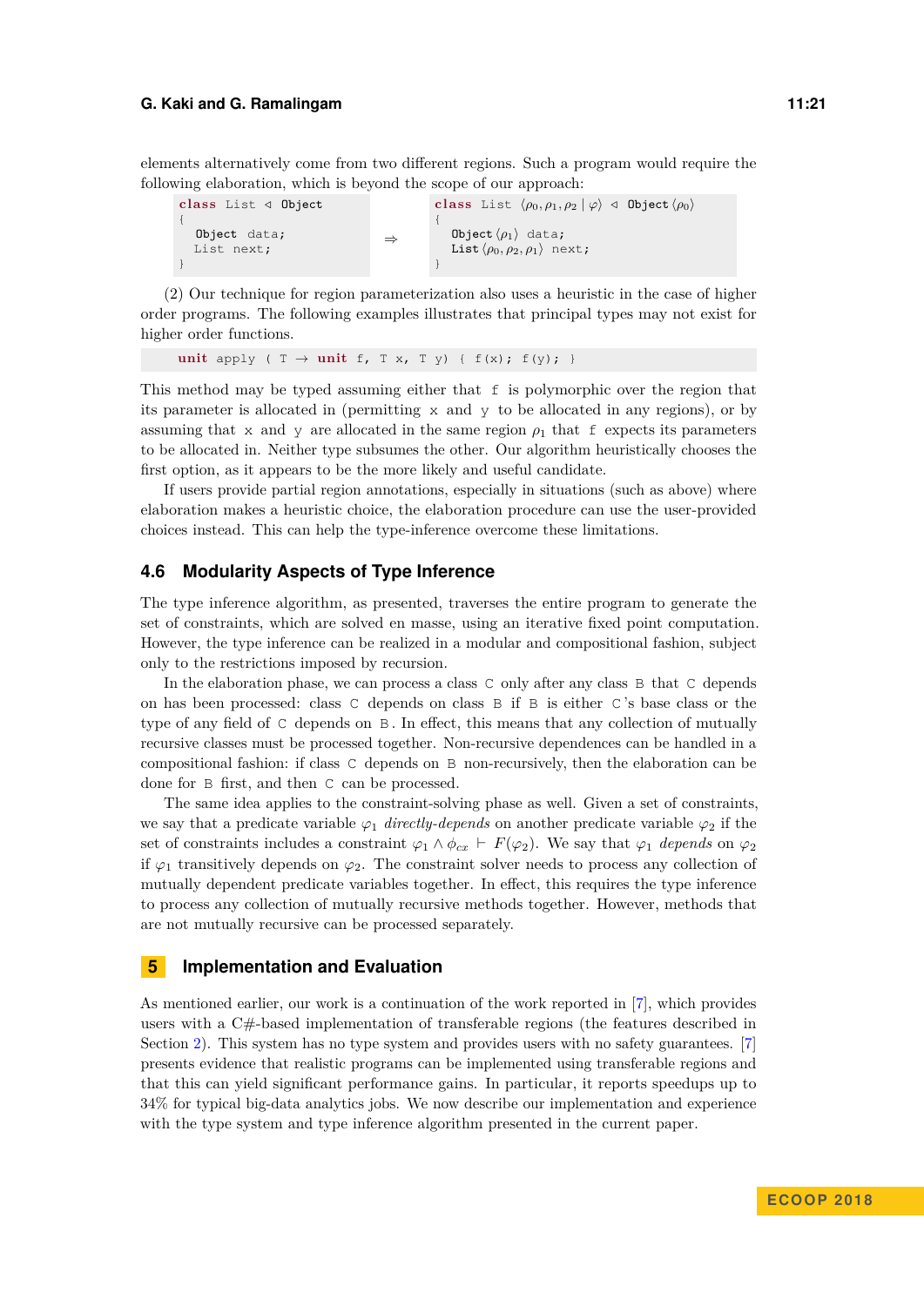elements alternatively come from two different regions. Such a program would require the following elaboration, which is beyond the scope of our approach:

```
class List ◁ Object                 class List ⟨ρ0, ρ1, ρ2 | φ⟩ ◁ Object⟨ρ0⟩
{                                   {
  Object data;             ⇒          Object⟨ρ1⟩ data;
  List next;                          List⟨ρ0, ρ2, ρ1⟩ next;
}                                   }
```

(2) Our technique for region parameterization also uses a heuristic in the case of higher order programs. The following examples illustrates that principal types may not exist for higher order functions.

```
unit apply ( T → unit f, T x, T y) { f(x); f(y); }
```

This method may be typed assuming either that `f` is polymorphic over the region that its parameter is allocated in (permitting `x` and `y` to be allocated in any regions), or by assuming that `x` and `y` are allocated in the same region $\rho_1$ that `f` expects its parameters to be allocated in. Neither type subsumes the other. Our algorithm heuristically chooses the first option, as it appears to be the more likely and useful candidate.

If users provide partial region annotations, especially in situations (such as above) where elaboration makes a heuristic choice, the elaboration procedure can use the user-provided choices instead. This can help the type-inference overcome these limitations.

### 4.6 Modularity Aspects of Type Inference

The type inference algorithm, as presented, traverses the entire program to generate the set of constraints, which are solved en masse, using an iterative fixed point computation. However, the type inference can be realized in a modular and compositional fashion, subject only to the restrictions imposed by recursion.

In the elaboration phase, we can process a class `C` only after any class `B` that `C` depends on has been processed: class `C` depends on class `B` if `B` is either `C`'s base class or the type of any field of `C` depends on `B`. In effect, this means that any collection of mutually recursive classes must be processed together. Non-recursive dependences can be handled in a compositional fashion: if class `C` depends on `B` non-recursively, then the elaboration can be done for `B` first, and then `C` can be processed.

The same idea applies to the constraint-solving phase as well. Given a set of constraints, we say that a predicate variable $\varphi_1$ *directly-depends* on another predicate variable $\varphi_2$ if the set of constraints includes a constraint $\varphi_1 \wedge \phi_{cx} \vdash F(\varphi_2)$. We say that $\varphi_1$ *depends* on $\varphi_2$ if $\varphi_1$ transitively depends on $\varphi_2$. The constraint solver needs to process any collection of mutually dependent predicate variables together. In effect, this requires the type inference to process any collection of mutually recursive methods together. However, methods that are not mutually recursive can be processed separately.

## 5 Implementation and Evaluation

As mentioned earlier, our work is a continuation of the work reported in [7], which provides users with a C#-based implementation of transferable regions (the features described in Section 2). This system has no type system and provides users with no safety guarantees. [7] presents evidence that realistic programs can be implemented using transferable regions and that this can yield significant performance gains. In particular, it reports speedups up to 34% for typical big-data analytics jobs. We now describe our implementation and experience with the type system and type inference algorithm presented in the current paper.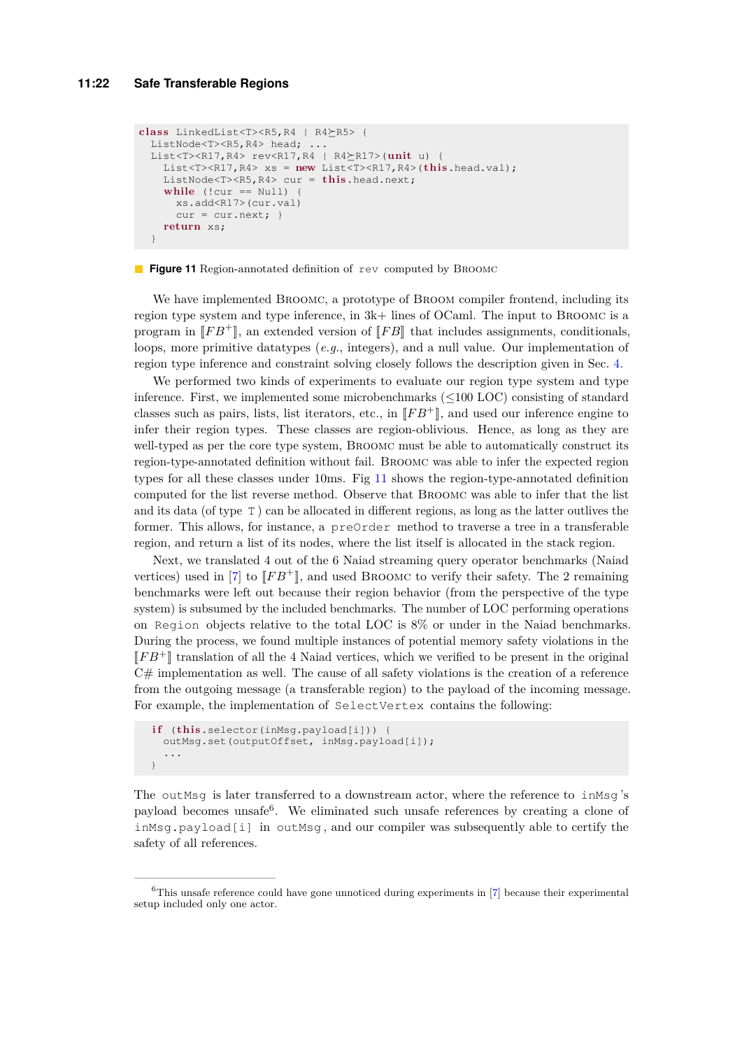```
class LinkedList<T><R5,R4 | R4⪰R5> {
  ListNode<T><R5,R4> head; ...
  List<T><R17,R4> rev<R17,R4 | R4⪰R17>(unit u) {
    List<T><R17,R4> xs = new List<T><R17,R4>(this.head.val);
    ListNode<T><R5,R4> cur = this.head.next;
    while (!cur == Null) {
      xs.add<R17>(cur.val)
      cur = cur.next; }
    return xs;
  }
```

**Figure 11** Region-annotated definition of `rev` computed by BROOMC

We have implemented BROOMC, a prototype of BROOM compiler frontend, including its region type system and type inference, in 3k+ lines of OCaml. The input to BROOMC is a program in $[\![FB^+]\!]$, an extended version of $[\![FB]\!]$ that includes assignments, conditionals, loops, more primitive datatypes (*e.g.*, integers), and a null value. Our implementation of region type inference and constraint solving closely follows the description given in Sec. 4.

We performed two kinds of experiments to evaluate our region type system and type inference. First, we implemented some microbenchmarks ($\leq$100 LOC) consisting of standard classes such as pairs, lists, list iterators, etc., in $[\![FB^+]\!]$, and used our inference engine to infer their region types. These classes are region-oblivious. Hence, as long as they are well-typed as per the core type system, BROOMC must be able to automatically construct its region-type-annotated definition without fail. BROOMC was able to infer the expected region types for all these classes under 10ms. Fig 11 shows the region-type-annotated definition computed for the list reverse method. Observe that BROOMC was able to infer that the list and its data (of type `T`) can be allocated in different regions, as long as the latter outlives the former. This allows, for instance, a `preOrder` method to traverse a tree in a transferable region, and return a list of its nodes, where the list itself is allocated in the stack region.

Next, we translated 4 out of the 6 Naiad streaming query operator benchmarks (Naiad vertices) used in [7] to $[\![FB^+]\!]$, and used BROOMC to verify their safety. The 2 remaining benchmarks were left out because their region behavior (from the perspective of the type system) is subsumed by the included benchmarks. The number of LOC performing operations on `Region` objects relative to the total LOC is 8% or under in the Naiad benchmarks. During the process, we found multiple instances of potential memory safety violations in the $[\![FB^+]\!]$ translation of all the 4 Naiad vertices, which we verified to be present in the original C# implementation as well. The cause of all safety violations is the creation of a reference from the outgoing message (a transferable region) to the payload of the incoming message. For example, the implementation of `SelectVertex` contains the following:

```
if (this.selector(inMsg.payload[i])) {
  outMsg.set(outputOffset, inMsg.payload[i]);
  ...
}
```

The `outMsg` is later transferred to a downstream actor, where the reference to `inMsg`'s payload becomes unsafe[6]. We eliminated such unsafe references by creating a clone of `inMsg.payload[i]` in `outMsg`, and our compiler was subsequently able to certify the safety of all references.

---

[6] This unsafe reference could have gone unnoticed during experiments in [7] because their experimental setup included only one actor.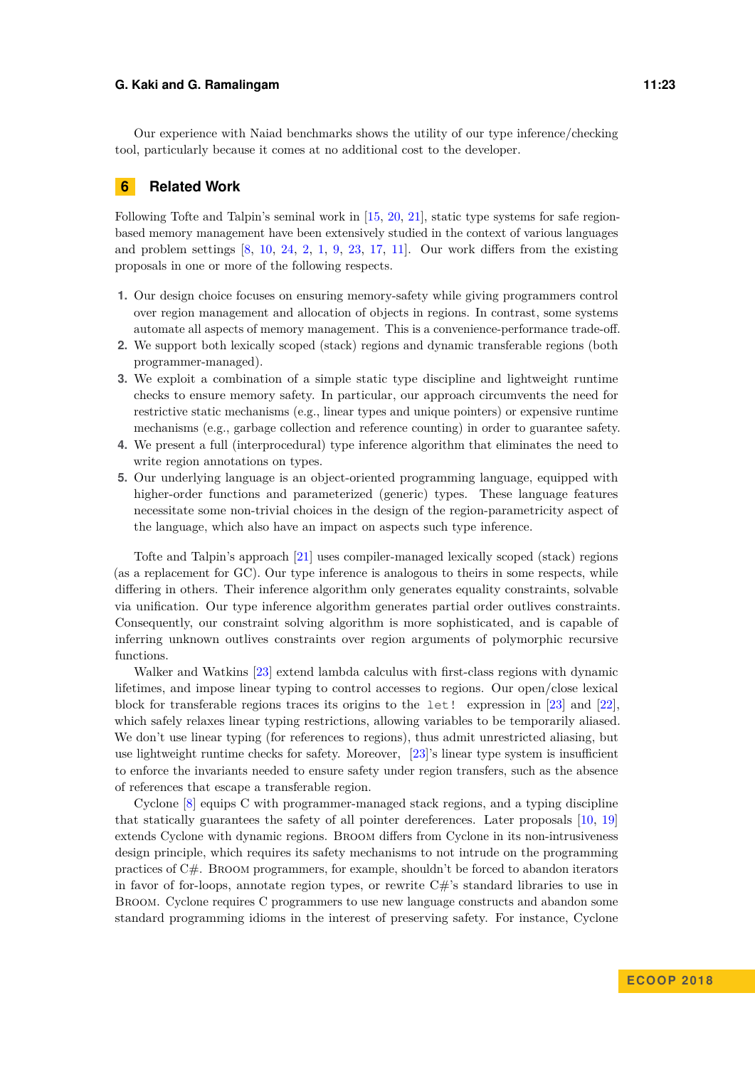Our experience with Naiad benchmarks shows the utility of our type inference/checking tool, particularly because it comes at no additional cost to the developer.

## 6 Related Work

Following Tofte and Talpin's seminal work in [15, 20, 21], static type systems for safe region-based memory management have been extensively studied in the context of various languages and problem settings [8, 10, 24, 2, 1, 9, 23, 17, 11]. Our work differs from the existing proposals in one or more of the following respects.

1. Our design choice focuses on ensuring memory-safety while giving programmers control over region management and allocation of objects in regions. In contrast, some systems automate all aspects of memory management. This is a convenience-performance trade-off.
2. We support both lexically scoped (stack) regions and dynamic transferable regions (both programmer-managed).
3. We exploit a combination of a simple static type discipline and lightweight runtime checks to ensure memory safety. In particular, our approach circumvents the need for restrictive static mechanisms (e.g., linear types and unique pointers) or expensive runtime mechanisms (e.g., garbage collection and reference counting) in order to guarantee safety.
4. We present a full (interprocedural) type inference algorithm that eliminates the need to write region annotations on types.
5. Our underlying language is an object-oriented programming language, equipped with higher-order functions and parameterized (generic) types. These language features necessitate some non-trivial choices in the design of the region-parametricity aspect of the language, which also have an impact on aspects such type inference.

Tofte and Talpin's approach [21] uses compiler-managed lexically scoped (stack) regions (as a replacement for GC). Our type inference is analogous to theirs in some respects, while differing in others. Their inference algorithm only generates equality constraints, solvable via unification. Our type inference algorithm generates partial order outlives constraints. Consequently, our constraint solving algorithm is more sophisticated, and is capable of inferring unknown outlives constraints over region arguments of polymorphic recursive functions.

Walker and Watkins [23] extend lambda calculus with first-class regions with dynamic lifetimes, and impose linear typing to control accesses to regions. Our open/close lexical block for transferable regions traces its origins to the `let!` expression in [23] and [22], which safely relaxes linear typing restrictions, allowing variables to be temporarily aliased. We don't use linear typing (for references to regions), thus admit unrestricted aliasing, but use lightweight runtime checks for safety. Moreover, [23]'s linear type system is insufficient to enforce the invariants needed to ensure safety under region transfers, such as the absence of references that escape a transferable region.

Cyclone [8] equips C with programmer-managed stack regions, and a typing discipline that statically guarantees the safety of all pointer dereferences. Later proposals [10, 19] extends Cyclone with dynamic regions. Broom differs from Cyclone in its non-intrusiveness design principle, which requires its safety mechanisms to not intrude on the programming practices of C#. Broom programmers, for example, shouldn't be forced to abandon iterators in favor of for-loops, annotate region types, or rewrite C#'s standard libraries to use in Broom. Cyclone requires C programmers to use new language constructs and abandon some standard programming idioms in the interest of preserving safety. For instance, Cyclone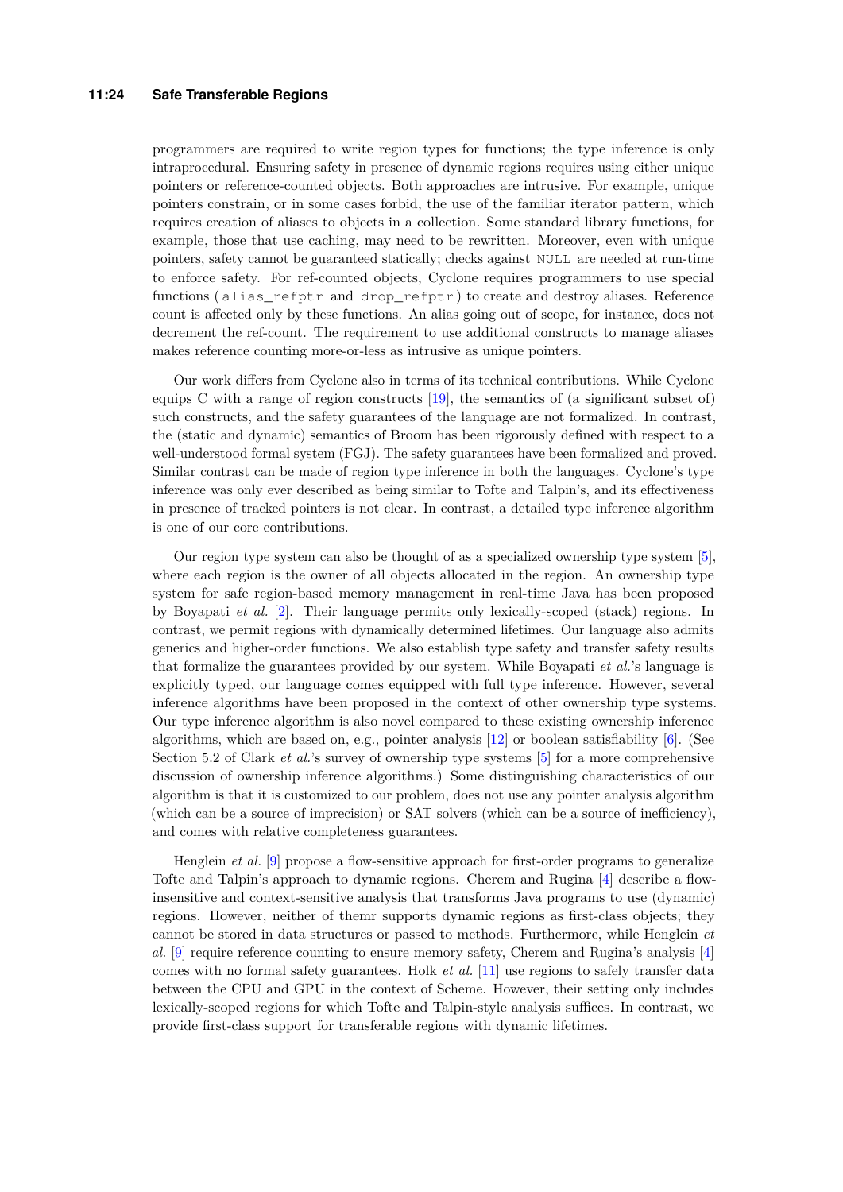programmers are required to write region types for functions; the type inference is only intraprocedural. Ensuring safety in presence of dynamic regions requires using either unique pointers or reference-counted objects. Both approaches are intrusive. For example, unique pointers constrain, or in some cases forbid, the use of the familiar iterator pattern, which requires creation of aliases to objects in a collection. Some standard library functions, for example, those that use caching, may need to be rewritten. Moreover, even with unique pointers, safety cannot be guaranteed statically; checks against `NULL` are needed at run-time to enforce safety. For ref-counted objects, Cyclone requires programmers to use special functions ( `alias_refptr` and `drop_refptr` ) to create and destroy aliases. Reference count is affected only by these functions. An alias going out of scope, for instance, does not decrement the ref-count. The requirement to use additional constructs to manage aliases makes reference counting more-or-less as intrusive as unique pointers.

Our work differs from Cyclone also in terms of its technical contributions. While Cyclone equips C with a range of region constructs [19], the semantics of (a significant subset of) such constructs, and the safety guarantees of the language are not formalized. In contrast, the (static and dynamic) semantics of Broom has been rigorously defined with respect to a well-understood formal system (FGJ). The safety guarantees have been formalized and proved. Similar contrast can be made of region type inference in both the languages. Cyclone's type inference was only ever described as being similar to Tofte and Talpin's, and its effectiveness in presence of tracked pointers is not clear. In contrast, a detailed type inference algorithm is one of our core contributions.

Our region type system can also be thought of as a specialized ownership type system [5], where each region is the owner of all objects allocated in the region. An ownership type system for safe region-based memory management in real-time Java has been proposed by Boyapati *et al.* [2]. Their language permits only lexically-scoped (stack) regions. In contrast, we permit regions with dynamically determined lifetimes. Our language also admits generics and higher-order functions. We also establish type safety and transfer safety results that formalize the guarantees provided by our system. While Boyapati *et al.*'s language is explicitly typed, our language comes equipped with full type inference. However, several inference algorithms have been proposed in the context of other ownership type systems. Our type inference algorithm is also novel compared to these existing ownership inference algorithms, which are based on, e.g., pointer analysis [12] or boolean satisfiability [6]. (See Section 5.2 of Clark *et al.*'s survey of ownership type systems [5] for a more comprehensive discussion of ownership inference algorithms.) Some distinguishing characteristics of our algorithm is that it is customized to our problem, does not use any pointer analysis algorithm (which can be a source of imprecision) or SAT solvers (which can be a source of inefficiency), and comes with relative completeness guarantees.

Henglein *et al.* [9] propose a flow-sensitive approach for first-order programs to generalize Tofte and Talpin's approach to dynamic regions. Cherem and Rugina [4] describe a flow-insensitive and context-sensitive analysis that transforms Java programs to use (dynamic) regions. However, neither of themr supports dynamic regions as first-class objects; they cannot be stored in data structures or passed to methods. Furthermore, while Henglein *et al.* [9] require reference counting to ensure memory safety, Cherem and Rugina's analysis [4] comes with no formal safety guarantees. Holk *et al.* [11] use regions to safely transfer data between the CPU and GPU in the context of Scheme. However, their setting only includes lexically-scoped regions for which Tofte and Talpin-style analysis suffices. In contrast, we provide first-class support for transferable regions with dynamic lifetimes.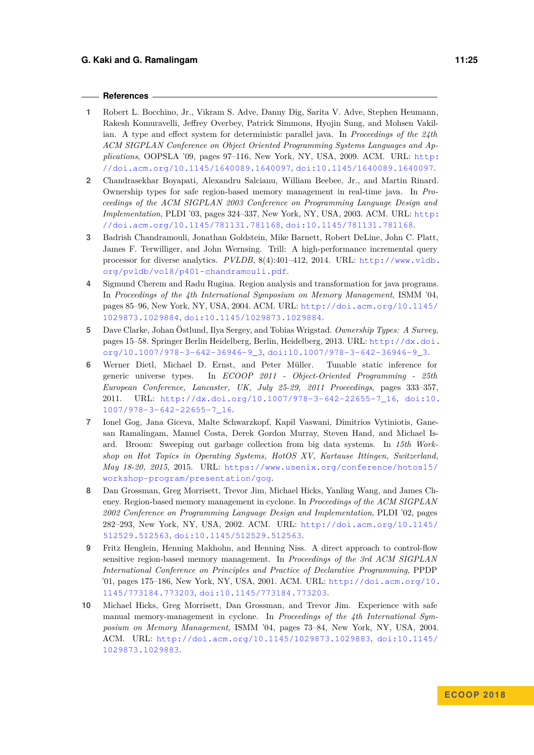## References

1. Robert L. Bocchino, Jr., Vikram S. Adve, Danny Dig, Sarita V. Adve, Stephen Heumann, Rakesh Komuravelli, Jeffrey Overbey, Patrick Simmons, Hyojin Sung, and Mohsen Vakilian. A type and effect system for deterministic parallel java. In *Proceedings of the 24th ACM SIGPLAN Conference on Object Oriented Programming Systems Languages and Applications*, OOPSLA '09, pages 97–116, New York, NY, USA, 2009. ACM. URL: http://doi.acm.org/10.1145/1640089.1640097, doi:10.1145/1640089.1640097.
2. Chandrasekhar Boyapati, Alexandru Salcianu, William Beebee, Jr., and Martin Rinard. Ownership types for safe region-based memory management in real-time java. In *Proceedings of the ACM SIGPLAN 2003 Conference on Programming Language Design and Implementation*, PLDI '03, pages 324–337, New York, NY, USA, 2003. ACM. URL: http://doi.acm.org/10.1145/781131.781168, doi:10.1145/781131.781168.
3. Badrish Chandramouli, Jonathan Goldstein, Mike Barnett, Robert DeLine, John C. Platt, James F. Terwilliger, and John Wernsing. Trill: A high-performance incremental query processor for diverse analytics. *PVLDB*, 8(4):401–412, 2014. URL: http://www.vldb.org/pvldb/vol8/p401-chandramouli.pdf.
4. Sigmund Cherem and Radu Rugina. Region analysis and transformation for java programs. In *Proceedings of the 4th International Symposium on Memory Management*, ISMM '04, pages 85–96, New York, NY, USA, 2004. ACM. URL: http://doi.acm.org/10.1145/1029873.1029884, doi:10.1145/1029873.1029884.
5. Dave Clarke, Johan Östlund, Ilya Sergey, and Tobias Wrigstad. *Ownership Types: A Survey*, pages 15–58. Springer Berlin Heidelberg, Berlin, Heidelberg, 2013. URL: http://dx.doi.org/10.1007/978-3-642-36946-9_3, doi:10.1007/978-3-642-36946-9_3.
6. Werner Dietl, Michael D. Ernst, and Peter Müller. Tunable static inference for generic universe types. In *ECOOP 2011 - Object-Oriented Programming - 25th European Conference, Lancaster, UK, July 25-29, 2011 Proceedings*, pages 333–357, 2011. URL: http://dx.doi.org/10.1007/978-3-642-22655-7_16, doi:10.1007/978-3-642-22655-7_16.
7. Ionel Gog, Jana Giceva, Malte Schwarzkopf, Kapil Vaswani, Dimitrios Vytiniotis, Ganesan Ramalingam, Manuel Costa, Derek Gordon Murray, Steven Hand, and Michael Isard. Broom: Sweeping out garbage collection from big data systems. In *15th Workshop on Hot Topics in Operating Systems, HotOS XV, Kartause Ittingen, Switzerland, May 18-20, 2015*, 2015. URL: https://www.usenix.org/conference/hotos15/workshop-program/presentation/gog.
8. Dan Grossman, Greg Morrisett, Trevor Jim, Michael Hicks, Yanling Wang, and James Cheney. Region-based memory management in cyclone. In *Proceedings of the ACM SIGPLAN 2002 Conference on Programming Language Design and Implementation*, PLDI '02, pages 282–293, New York, NY, USA, 2002. ACM. URL: http://doi.acm.org/10.1145/512529.512563, doi:10.1145/512529.512563.
9. Fritz Henglein, Henning Makholm, and Henning Niss. A direct approach to control-flow sensitive region-based memory management. In *Proceedings of the 3rd ACM SIGPLAN International Conference on Principles and Practice of Declarative Programming*, PPDP '01, pages 175–186, New York, NY, USA, 2001. ACM. URL: http://doi.acm.org/10.1145/773184.773203, doi:10.1145/773184.773203.
10. Michael Hicks, Greg Morrisett, Dan Grossman, and Trevor Jim. Experience with safe manual memory-management in cyclone. In *Proceedings of the 4th International Symposium on Memory Management*, ISMM '04, pages 73–84, New York, NY, USA, 2004. ACM. URL: http://doi.acm.org/10.1145/1029873.1029883, doi:10.1145/1029873.1029883.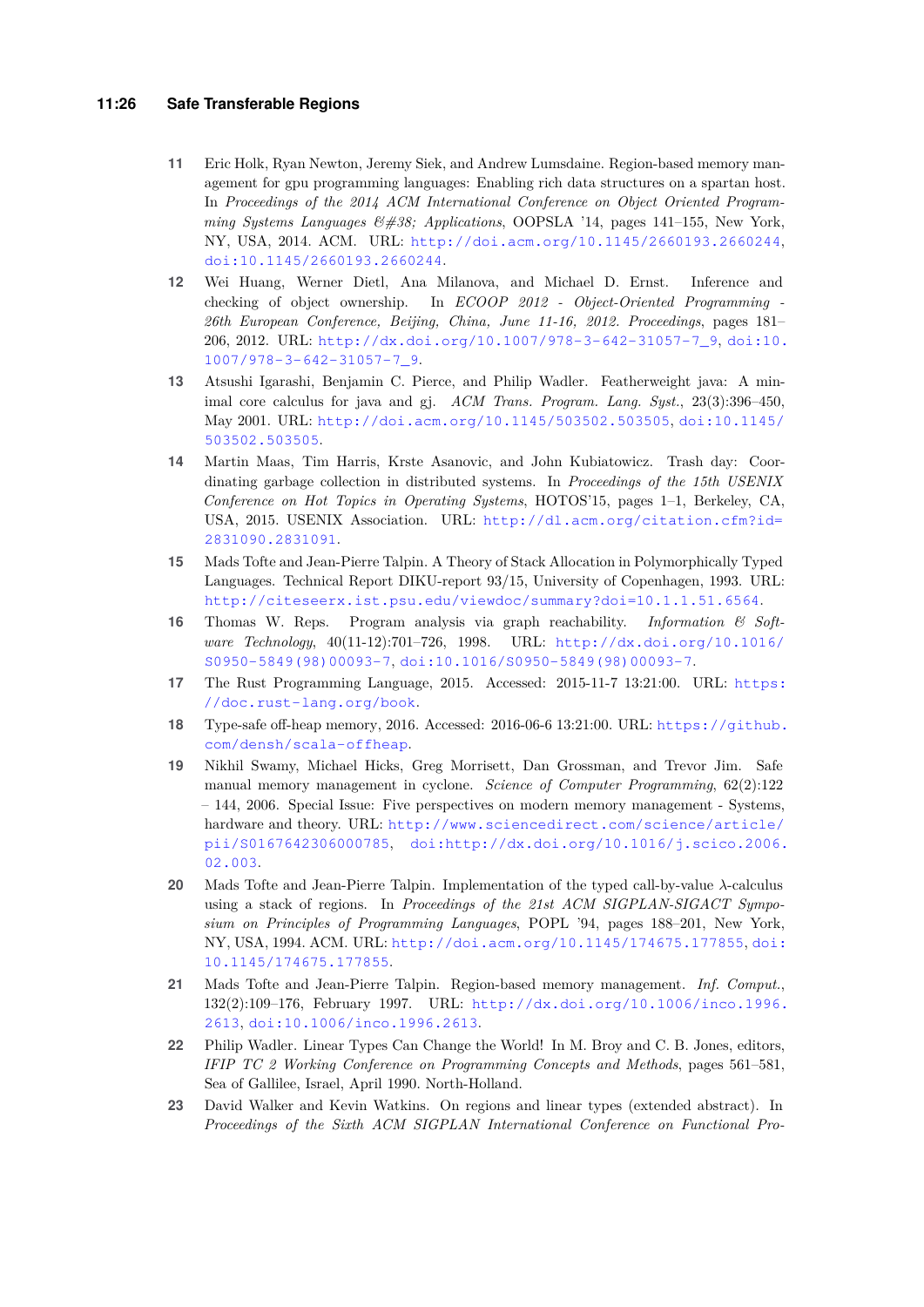11 Eric Holk, Ryan Newton, Jeremy Siek, and Andrew Lumsdaine. Region-based memory management for gpu programming languages: Enabling rich data structures on a spartan host. In *Proceedings of the 2014 ACM International Conference on Object Oriented Programming Systems Languages &#38; Applications*, OOPSLA '14, pages 141–155, New York, NY, USA, 2014. ACM. URL: http://doi.acm.org/10.1145/2660193.2660244, doi:10.1145/2660193.2660244.

12 Wei Huang, Werner Dietl, Ana Milanova, and Michael D. Ernst. Inference and checking of object ownership. In *ECOOP 2012 - Object-Oriented Programming - 26th European Conference, Beijing, China, June 11-16, 2012. Proceedings*, pages 181–206, 2012. URL: http://dx.doi.org/10.1007/978-3-642-31057-7_9, doi:10.1007/978-3-642-31057-7_9.

13 Atsushi Igarashi, Benjamin C. Pierce, and Philip Wadler. Featherweight java: A minimal core calculus for java and gj. *ACM Trans. Program. Lang. Syst.*, 23(3):396–450, May 2001. URL: http://doi.acm.org/10.1145/503502.503505, doi:10.1145/503502.503505.

14 Martin Maas, Tim Harris, Krste Asanovic, and John Kubiatowicz. Trash day: Coordinating garbage collection in distributed systems. In *Proceedings of the 15th USENIX Conference on Hot Topics in Operating Systems*, HOTOS'15, pages 1–1, Berkeley, CA, USA, 2015. USENIX Association. URL: http://dl.acm.org/citation.cfm?id=2831090.2831091.

15 Mads Tofte and Jean-Pierre Talpin. A Theory of Stack Allocation in Polymorphically Typed Languages. Technical Report DIKU-report 93/15, University of Copenhagen, 1993. URL: http://citeseerx.ist.psu.edu/viewdoc/summary?doi=10.1.1.51.6564.

16 Thomas W. Reps. Program analysis via graph reachability. *Information & Software Technology*, 40(11-12):701–726, 1998. URL: http://dx.doi.org/10.1016/S0950-5849(98)00093-7, doi:10.1016/S0950-5849(98)00093-7.

17 The Rust Programming Language, 2015. Accessed: 2015-11-7 13:21:00. URL: https://doc.rust-lang.org/book.

18 Type-safe off-heap memory, 2016. Accessed: 2016-06-6 13:21:00. URL: https://github.com/densh/scala-offheap.

19 Nikhil Swamy, Michael Hicks, Greg Morrisett, Dan Grossman, and Trevor Jim. Safe manual memory management in cyclone. *Science of Computer Programming*, 62(2):122 – 144, 2006. Special Issue: Five perspectives on modern memory management - Systems, hardware and theory. URL: http://www.sciencedirect.com/science/article/pii/S0167642306000785, doi:http://dx.doi.org/10.1016/j.scico.2006.02.003.

20 Mads Tofte and Jean-Pierre Talpin. Implementation of the typed call-by-value $\lambda$-calculus using a stack of regions. In *Proceedings of the 21st ACM SIGPLAN-SIGACT Symposium on Principles of Programming Languages*, POPL '94, pages 188–201, New York, NY, USA, 1994. ACM. URL: http://doi.acm.org/10.1145/174675.177855, doi:10.1145/174675.177855.

21 Mads Tofte and Jean-Pierre Talpin. Region-based memory management. *Inf. Comput.*, 132(2):109–176, February 1997. URL: http://dx.doi.org/10.1006/inco.1996.2613, doi:10.1006/inco.1996.2613.

22 Philip Wadler. Linear Types Can Change the World! In M. Broy and C. B. Jones, editors, *IFIP TC 2 Working Conference on Programming Concepts and Methods*, pages 561–581, Sea of Gallilee, Israel, April 1990. North-Holland.

23 David Walker and Kevin Watkins. On regions and linear types (extended abstract). In *Proceedings of the Sixth ACM SIGPLAN International Conference on Functional Pro-*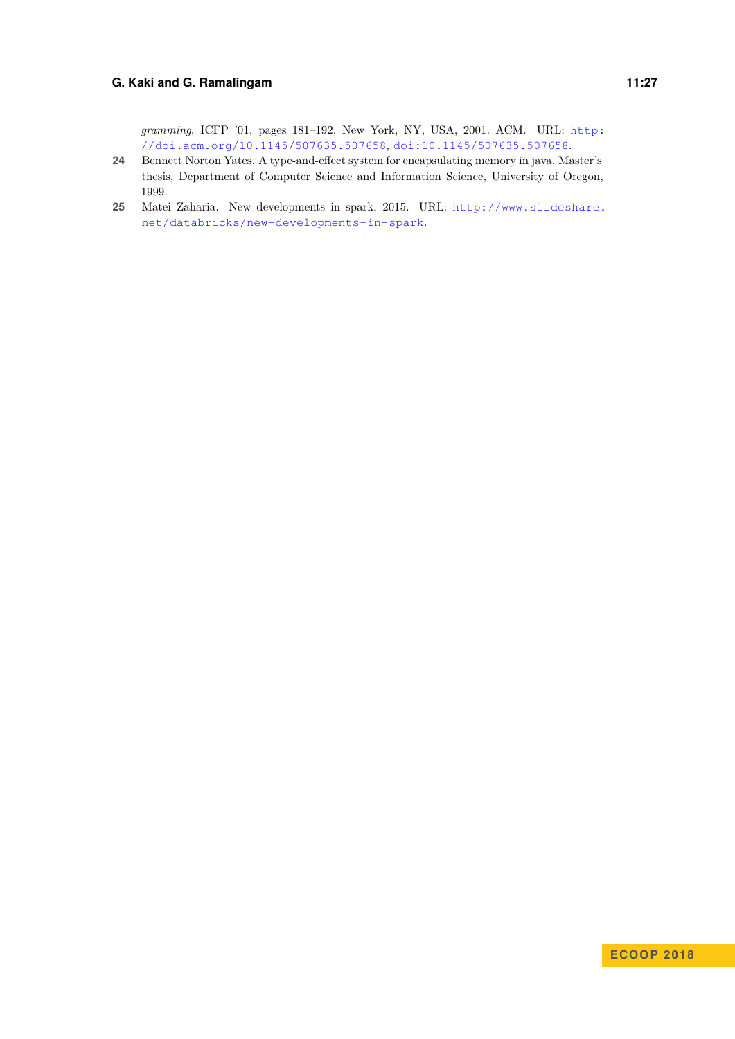*gramming*, ICFP '01, pages 181–192, New York, NY, USA, 2001. ACM. URL: http://doi.acm.org/10.1145/507635.507658, doi:10.1145/507635.507658.

**24** Bennett Norton Yates. A type-and-effect system for encapsulating memory in java. Master's thesis, Department of Computer Science and Information Science, University of Oregon, 1999.

**25** Matei Zaharia. New developments in spark, 2015. URL: http://www.slideshare.net/databricks/new-developments-in-spark.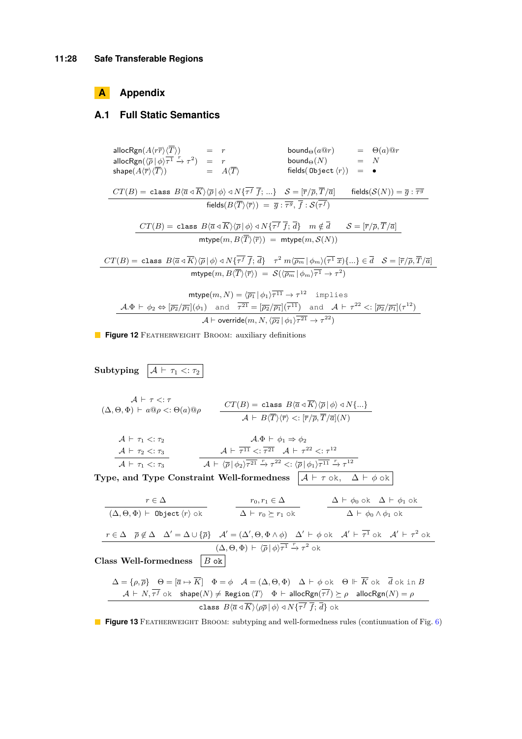# A Appendix

## A.1 Full Static Semantics

$$\mathsf{allocRgn}(A\langle r\overline{r}\rangle\langle\overline{T}\rangle) \;=\; r \qquad\qquad \mathsf{bound}_\Theta(a@r) \;=\; \Theta(a)@r$$

$$\mathsf{allocRgn}(\langle\overline{\rho}\,|\,\phi\rangle\overline{\tau^1} \xrightarrow{r} \tau^2) \;=\; r \qquad\qquad \mathsf{bound}_\Theta(N) \;=\; N$$

$$\mathsf{shape}(A\langle\overline{r}\rangle\langle\overline{T}\rangle) \;=\; A\langle\overline{T}\rangle \qquad\qquad \mathsf{fields}(\,\texttt{Object}\,\langle r\rangle) \;=\; \bullet$$

$$\frac{CT(B) = \texttt{class}\ B\langle\overline{a} \triangleleft \overline{K}\rangle\langle\overline{\rho}\,|\,\phi\rangle \triangleleft N\{\overline{\tau^f\ f};\ \ldots\} \quad \mathcal{S} = [\overline{r}/\overline{\rho}, \overline{T}/\overline{a}] \quad \mathsf{fields}(\mathcal{S}(N)) = \overline{g} : \overline{\tau^g}}{\mathsf{fields}(B\langle\overline{T}\rangle\langle\overline{r}\rangle) \;=\; \overline{g} : \overline{\tau^g},\ \overline{f} : \mathcal{S}(\overline{\tau^f})}$$

$$\frac{CT(B) = \texttt{class}\ B\langle\overline{a} \triangleleft \overline{K}\rangle\langle\overline{\rho}\,|\,\phi\rangle \triangleleft N\{\overline{\tau^f\ f};\ \overline{d}\} \quad m \notin \overline{d} \quad \mathcal{S} = [\overline{r}/\overline{\rho}, \overline{T}/\overline{a}]}{\mathsf{mtype}(m, B\langle\overline{T}\rangle\langle\overline{r}\rangle) \;=\; \mathsf{mtype}(m, \mathcal{S}(N))}$$

$$\frac{CT(B) = \texttt{class}\ B\langle\overline{a} \triangleleft \overline{K}\rangle\langle\overline{\rho}\,|\,\phi\rangle \triangleleft N\{\overline{\tau^f\ f};\ \overline{d}\} \quad \tau^2\ m\langle\overline{\rho_m}\,|\,\phi_m\rangle(\overline{\tau^1\ x})\{\ldots\} \in \overline{d} \quad \mathcal{S} = [\overline{r}/\overline{\rho}, \overline{T}/\overline{a}]}{\mathsf{mtype}(m, B\langle\overline{T}\rangle\langle\overline{r}\rangle) \;=\; \mathcal{S}(\langle\overline{\rho_m}\,|\,\phi_m\rangle\overline{\tau^1} \to \tau^2)}$$

$$\frac{\begin{array}{c}\mathsf{mtype}(m, N) = \langle\overline{\rho_1}\,|\,\phi_1\rangle\overline{\tau^{11}} \to \tau^{12} \quad \texttt{implies} \\ \mathcal{A}.\Phi \vdash \phi_2 \Leftrightarrow [\overline{\rho_2}/\overline{\rho_1}](\phi_1) \quad \texttt{and} \quad \overline{\tau^{21}} = [\overline{\rho_2}/\overline{\rho_1}](\overline{\tau^{11}}) \quad \texttt{and} \quad \mathcal{A} \vdash \tau^{22} <: [\overline{\rho_2}/\overline{\rho_1}](\tau^{12})\end{array}}{\mathcal{A} \vdash \mathsf{override}(m, N, \langle\overline{\rho_2}\,|\,\phi_1\rangle\overline{\tau^{21}} \to \tau^{22})}$$

**Figure 12** Featherweight Broom: auxiliary definitions

**Subtyping** $\boxed{\mathcal{A} \vdash \tau_1 <: \tau_2}$

$$\mathcal{A} \vdash \tau <: \tau \qquad (\Delta, \Theta, \Phi) \vdash a@\rho <: \Theta(a)@\rho \qquad \frac{CT(B) = \texttt{class}\ B\langle\overline{a} \triangleleft \overline{K}\rangle\langle\overline{\rho}\,|\,\phi\rangle \triangleleft N\{\ldots\}}{\mathcal{A} \vdash B\langle\overline{T}\rangle\langle\overline{r}\rangle <: [\overline{r}/\overline{\rho}, \overline{T}/\overline{a}](N)}$$

$$\frac{\mathcal{A} \vdash \tau_1 <: \tau_2 \quad \mathcal{A} \vdash \tau_2 <: \tau_3}{\mathcal{A} \vdash \tau_1 <: \tau_3} \qquad \frac{\mathcal{A}.\Phi \vdash \phi_1 \Rightarrow \phi_2 \quad \mathcal{A} \vdash \overline{\tau^{11}} <: \overline{\tau^{21}} \quad \mathcal{A} \vdash \tau^{22} <: \tau^{12}}{\mathcal{A} \vdash \langle\overline{\rho}\,|\,\phi_2\rangle\overline{\tau^{21}} \xrightarrow{r} \tau^{22} <: \langle\overline{\rho}\,|\,\phi_1\rangle\overline{\tau^{11}} \xrightarrow{r} \tau^{12}}$$

**Type, and Type Constraint Well-formedness** $\boxed{\mathcal{A} \vdash \tau\ \mathsf{ok}, \quad \Delta \vdash \phi\ \mathsf{ok}}$

$$\frac{r \in \Delta}{(\Delta, \Theta, \Phi) \vdash \texttt{Object}\,\langle r\rangle\ \mathsf{ok}} \qquad \frac{r_0, r_1 \in \Delta}{\Delta \vdash r_0 \succeq r_1\ \mathsf{ok}} \qquad \frac{\Delta \vdash \phi_0\ \mathsf{ok} \quad \Delta \vdash \phi_1\ \mathsf{ok}}{\Delta \vdash \phi_0 \wedge \phi_1\ \mathsf{ok}}$$

$$\frac{r \in \Delta \quad \overline{\rho} \notin \Delta \quad \Delta' = \Delta \cup \{\overline{\rho}\} \quad \mathcal{A}' = (\Delta', \Theta, \Phi \wedge \phi) \quad \Delta' \vdash \phi\ \mathsf{ok} \quad \mathcal{A}' \vdash \overline{\tau^1}\ \mathsf{ok} \quad \mathcal{A}' \vdash \tau^2\ \mathsf{ok}}{(\Delta, \Theta, \Phi) \vdash \langle\overline{\rho}\,|\,\phi\rangle\overline{\tau^1} \xrightarrow{r} \tau^2\ \mathsf{ok}}$$

**Class Well-formedness** $\boxed{B\ \mathsf{ok}}$

$$\frac{\begin{array}{c}\Delta = \{\rho, \overline{\rho}\} \quad \Theta = [\overline{a} \mapsto \overline{K}] \quad \Phi = \phi \quad \mathcal{A} = (\Delta, \Theta, \Phi) \quad \Delta \vdash \phi\ \mathsf{ok} \quad \Theta \Vdash \overline{K}\ \mathsf{ok} \quad \overline{d}\ \mathsf{ok\ in}\ B \\ \mathcal{A} \vdash N, \overline{\tau^f}\ \mathsf{ok} \quad \mathsf{shape}(N) \neq \texttt{Region}\,\langle T\rangle \quad \Phi \vdash \mathsf{allocRgn}(\overline{\tau^f}) \succeq \rho \quad \mathsf{allocRgn}(N) = \rho\end{array}}{\texttt{class}\ B\langle\overline{a} \triangleleft \overline{K}\rangle\langle\rho\overline{\rho}\,|\,\phi\rangle \triangleleft N\{\overline{\tau^f\ f};\ \overline{d}\}\ \mathsf{ok}}$$

**Figure 13** Featherweight Broom: subtyping and well-formedness rules (contiunuation of Fig. 6)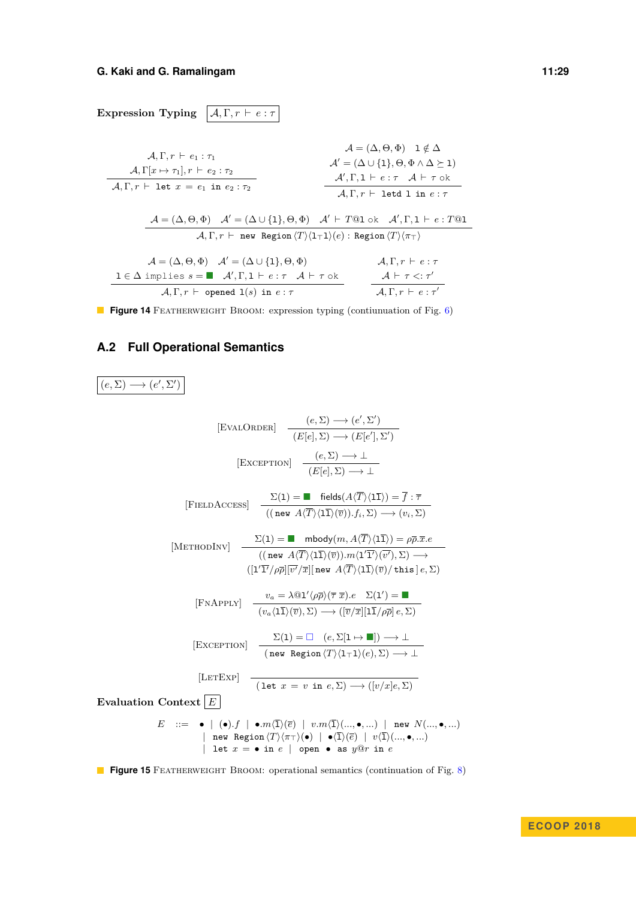**Expression Typing** $\boxed{\mathcal{A}, \Gamma, r \vdash e : \tau}$

$$\frac{\mathcal{A}, \Gamma, r \vdash e_1 : \tau_1 \qquad \mathcal{A}, \Gamma[x \mapsto \tau_1], r \vdash e_2 : \tau_2}{\mathcal{A}, \Gamma, r \vdash \texttt{let}\ x\ =\ e_1\ \texttt{in}\ e_2 : \tau_2}$$

$$\frac{\mathcal{A} = (\Delta, \Theta, \Phi) \quad \mathtt{l} \notin \Delta \qquad \mathcal{A}' = (\Delta \cup \{\mathtt{l}\}, \Theta, \Phi \wedge \Delta \succeq \mathtt{l}) \qquad \mathcal{A}', \Gamma, \mathtt{l} \vdash e : \tau \quad \mathcal{A} \vdash \tau\ \mathsf{ok}}{\mathcal{A}, \Gamma, r \vdash \texttt{letd}\ \mathtt{l}\ \texttt{in}\ e : \tau}$$

$$\frac{\mathcal{A} = (\Delta, \Theta, \Phi) \quad \mathcal{A}' = (\Delta \cup \{\mathtt{l}\}, \Theta, \Phi) \quad \mathcal{A}' \vdash T@\mathtt{l}\ \mathsf{ok} \quad \mathcal{A}', \Gamma, \mathtt{l} \vdash e : T@\mathtt{l}}{\mathcal{A}, \Gamma, r \vdash \texttt{new Region}\langle T\rangle\langle \mathtt{l}_\top \mathtt{l}\rangle(e) : \texttt{Region}\langle T\rangle\langle \pi_\top\rangle}$$

$$\frac{\mathcal{A} = (\Delta, \Theta, \Phi) \quad \mathcal{A}' = (\Delta \cup \{\mathtt{l}\}, \Theta, \Phi) \qquad \mathtt{l} \in \Delta\ \text{implies}\ s = \blacksquare \quad \mathcal{A}', \Gamma, \mathtt{l} \vdash e : \tau \quad \mathcal{A} \vdash \tau\ \mathsf{ok}}{\mathcal{A}, \Gamma, r \vdash \texttt{opened}\ \mathtt{l}(s)\ \texttt{in}\ e : \tau}$$

$$\frac{\mathcal{A}, \Gamma, r \vdash e : \tau \qquad \mathcal{A} \vdash \tau <: \tau'}{\mathcal{A}, \Gamma, r \vdash e : \tau'}$$

**Figure 14** Featherweight Broom: expression typing (contiunuation of Fig. 6)

## A.2 Full Operational Semantics

$\boxed{(e, \Sigma) \longrightarrow (e', \Sigma')}$

$$[\textsc{EvalOrder}]\ \frac{(e, \Sigma) \longrightarrow (e', \Sigma')}{(E[e], \Sigma) \longrightarrow (E[e'], \Sigma')}$$

$$[\textsc{Exception}]\ \frac{(e, \Sigma) \longrightarrow \bot}{(E[e], \Sigma) \longrightarrow \bot}$$

$$[\textsc{FieldAccess}]\ \frac{\Sigma(\mathtt{l}) = \blacksquare \quad \mathsf{fields}(A\langle\overline{T}\rangle\langle \mathtt{l}\overline{\mathtt{l}}\rangle) = \overline{f} : \overline{\tau}}{((\texttt{new}\ A\langle\overline{T}\rangle\langle \mathtt{l}\overline{\mathtt{l}}\rangle(\overline{v})).f_i, \Sigma) \longrightarrow (v_i, \Sigma)}$$

$$[\textsc{MethodInv}]\ \frac{\Sigma(\mathtt{l}) = \blacksquare \quad \mathsf{mbody}(m, A\langle\overline{T}\rangle\langle \mathtt{l}\overline{\mathtt{l}}\rangle) = \rho\overline{\rho}.\overline{x}.e}{\begin{array}{l}((\texttt{new}\ A\langle\overline{T}\rangle\langle \mathtt{l}\overline{\mathtt{l}}\rangle(\overline{v})).m\langle \mathtt{l}'\overline{\mathtt{l}}'\rangle(\overline{v'}), \Sigma) \longrightarrow \\ ([\mathtt{l}'\overline{\mathtt{l}}'/\rho\overline{\rho}][\overline{v'}/\overline{x}][\texttt{new}\ A\langle\overline{T}\rangle\langle \mathtt{l}\overline{\mathtt{l}}\rangle(\overline{v})/\,\texttt{this}\,]\,e, \Sigma)\end{array}}$$

$$[\textsc{FnApply}]\ \frac{v_a = \lambda@\mathtt{l}'\langle\rho\overline{\rho}\rangle(\overline{\tau}\ \overline{x}).e \quad \Sigma(\mathtt{l}') = \blacksquare}{(v_a\langle \mathtt{l}\overline{\mathtt{l}}\rangle(\overline{v}), \Sigma) \longrightarrow ([\overline{v}/\overline{x}][\mathtt{l}\overline{\mathtt{l}}/\rho\overline{\rho}]\,e, \Sigma)}$$

$$[\textsc{Exception}]\ \frac{\Sigma(\mathtt{l}) = \square \quad (e, \Sigma[\mathtt{l} \mapsto \blacksquare]) \longrightarrow \bot}{(\texttt{new Region}\langle T\rangle\langle \mathtt{l}_\top \mathtt{l}\rangle(e), \Sigma) \longrightarrow \bot}$$

$$[\textsc{LetExp}]\ \frac{}{(\texttt{let}\ x\ =\ v\ \texttt{in}\ e, \Sigma) \longrightarrow ([v/x]e, \Sigma)}$$

**Evaluation Context** $\boxed{E}$

$$\begin{array}{rcl} E & ::= & \bullet \ \mid\ (\bullet).f \ \mid\ \bullet.m\langle\overline{\mathtt{l}}\rangle(\overline{e}) \ \mid\ v.m\langle\overline{\mathtt{l}}\rangle(\ldots,\bullet,\ldots) \ \mid\ \texttt{new}\ N(\ldots,\bullet,\ldots) \\ & \mid & \texttt{new Region}\langle T\rangle\langle\pi_\top\rangle(\bullet) \ \mid\ \bullet\langle\overline{\mathtt{l}}\rangle(\overline{e}) \ \mid\ v\langle\overline{\mathtt{l}}\rangle(\ldots,\bullet,\ldots) \\ & \mid & \texttt{let}\ x\ =\ \bullet\ \texttt{in}\ e \ \mid\ \texttt{open}\ \bullet\ \texttt{as}\ y@r\ \texttt{in}\ e \end{array}$$

**Figure 15** Featherweight Broom: operational semantics (continuation of Fig. 8)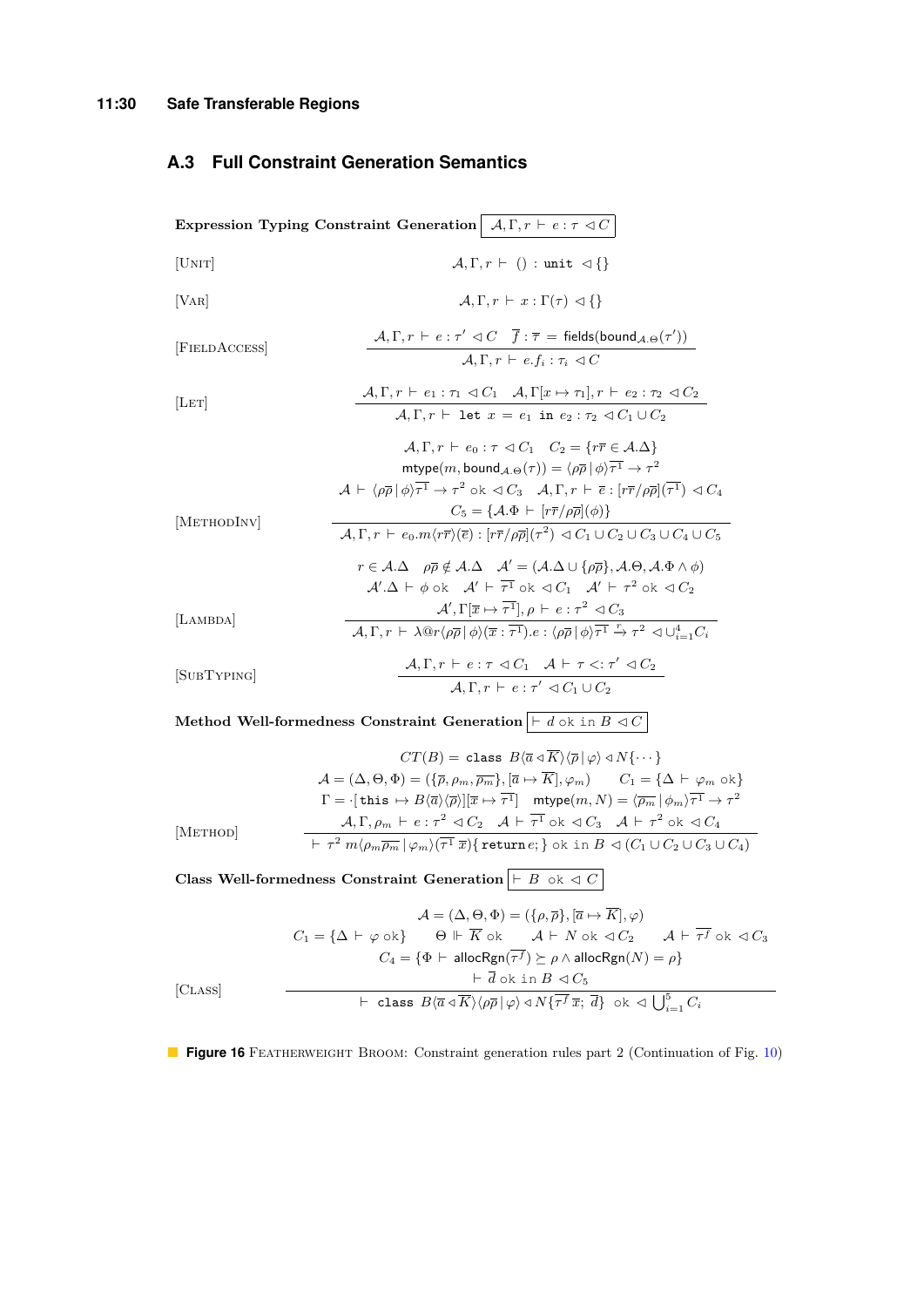## A.3 Full Constraint Generation Semantics

**Expression Typing Constraint Generation** $\boxed{\mathcal{A}, \Gamma, r \vdash e : \tau \lhd C}$

[Unit]

$$\mathcal{A}, \Gamma, r \vdash () : \texttt{unit} \lhd \{\}$$

[Var]

$$\mathcal{A}, \Gamma, r \vdash x : \Gamma(\tau) \lhd \{\}$$

[FieldAccess]

$$\frac{\mathcal{A}, \Gamma, r \vdash e : \tau' \lhd C \quad \overline{f} : \overline{\tau} = \mathsf{fields}(\mathsf{bound}_{\mathcal{A}.\Theta}(\tau'))}{\mathcal{A}, \Gamma, r \vdash e.f_i : \tau_i \lhd C}$$

[Let]

$$\frac{\mathcal{A}, \Gamma, r \vdash e_1 : \tau_1 \lhd C_1 \quad \mathcal{A}, \Gamma[x \mapsto \tau_1], r \vdash e_2 : \tau_2 \lhd C_2}{\mathcal{A}, \Gamma, r \vdash \texttt{let } x = e_1 \texttt{ in } e_2 : \tau_2 \lhd C_1 \cup C_2}$$

[MethodInv]

$$\frac{\begin{array}{c}\mathcal{A}, \Gamma, r \vdash e_0 : \tau \lhd C_1 \quad C_2 = \{r\overline{r} \in \mathcal{A}.\Delta\} \\ \mathsf{mtype}(m, \mathsf{bound}_{\mathcal{A}.\Theta}(\tau)) = \langle \rho\overline{\rho} \,|\, \phi \rangle \overline{\tau^1} \rightarrow \tau^2 \\ \mathcal{A} \vdash \langle \rho\overline{\rho} \,|\, \phi \rangle \overline{\tau^1} \rightarrow \tau^2 \;\mathsf{ok} \lhd C_3 \quad \mathcal{A}, \Gamma, r \vdash \overline{e} : [r\overline{r}/\rho\overline{\rho}](\overline{\tau^1}) \lhd C_4 \\ C_5 = \{\mathcal{A}.\Phi \vdash [r\overline{r}/\rho\overline{\rho}](\phi)\}\end{array}}{\mathcal{A}, \Gamma, r \vdash e_0.m\langle r\overline{r}\rangle(\overline{e}) : [r\overline{r}/\rho\overline{\rho}](\tau^2) \lhd C_1 \cup C_2 \cup C_3 \cup C_4 \cup C_5}$$

[Lambda]

$$\frac{\begin{array}{c}r \in \mathcal{A}.\Delta \quad \rho\overline{\rho} \notin \mathcal{A}.\Delta \quad \mathcal{A}' = (\mathcal{A}.\Delta \cup \{\rho\overline{\rho}\}, \mathcal{A}.\Theta, \mathcal{A}.\Phi \wedge \phi) \\ \mathcal{A}'.\Delta \vdash \phi \;\mathsf{ok} \quad \mathcal{A}' \vdash \overline{\tau^1} \;\mathsf{ok} \lhd C_1 \quad \mathcal{A}' \vdash \tau^2 \;\mathsf{ok} \lhd C_2 \\ \mathcal{A}', \Gamma[\overline{x} \mapsto \overline{\tau^1}], \rho \vdash e : \tau^2 \lhd C_3\end{array}}{\mathcal{A}, \Gamma, r \vdash \lambda @ r\langle \rho\overline{\rho} \,|\, \phi \rangle(\overline{x} : \overline{\tau^1}).e : \langle \rho\overline{\rho} \,|\, \phi \rangle \overline{\tau^1} \xrightarrow{r} \tau^2 \lhd \cup_{i=1}^{4} C_i}$$

[SubTyping]

$$\frac{\mathcal{A}, \Gamma, r \vdash e : \tau \lhd C_1 \quad \mathcal{A} \vdash \tau <: \tau' \lhd C_2}{\mathcal{A}, \Gamma, r \vdash e : \tau' \lhd C_1 \cup C_2}$$

**Method Well-formedness Constraint Generation** $\boxed{\vdash d \;\mathsf{ok}\;\mathsf{in}\; B \lhd C}$

[Method]

$$\frac{\begin{array}{c}CT(B) = \texttt{class } B\langle \overline{a} \lhd \overline{K}\rangle\langle \overline{\rho} \,|\, \varphi \rangle \lhd N\{\cdots\} \\ \mathcal{A} = (\Delta, \Theta, \Phi) = (\{\overline{\rho}, \rho_m, \overline{\rho_m}\}, [\overline{a} \mapsto \overline{K}], \varphi_m) \qquad C_1 = \{\Delta \vdash \varphi_m \;\mathsf{ok}\} \\ \Gamma = \cdot[\texttt{this} \mapsto B\langle \overline{a}\rangle\langle \overline{\rho}\rangle][\overline{x} \mapsto \overline{\tau^1}] \quad \mathsf{mtype}(m, N) = \langle \overline{\rho_m} \,|\, \phi_m \rangle \overline{\tau^1} \rightarrow \tau^2 \\ \mathcal{A}, \Gamma, \rho_m \vdash e : \tau^2 \lhd C_2 \quad \mathcal{A} \vdash \overline{\tau^1} \;\mathsf{ok} \lhd C_3 \quad \mathcal{A} \vdash \tau^2 \;\mathsf{ok} \lhd C_4\end{array}}{\vdash \tau^2 \; m\langle \rho_m \overline{\rho_m} \,|\, \varphi_m \rangle(\overline{\tau^1} \; \overline{x})\{\texttt{return}\, e;\} \;\mathsf{ok}\;\mathsf{in}\; B \lhd (C_1 \cup C_2 \cup C_3 \cup C_4)}$$

**Class Well-formedness Constraint Generation** $\boxed{\vdash B \;\;\mathsf{ok} \lhd C}$

[Class]

$$\frac{\begin{array}{c}\mathcal{A} = (\Delta, \Theta, \Phi) = (\{\rho, \overline{\rho}\}, [\overline{a} \mapsto \overline{K}], \varphi) \\ C_1 = \{\Delta \vdash \varphi \;\mathsf{ok}\} \qquad \Theta \Vdash \overline{K} \;\mathsf{ok} \qquad \mathcal{A} \vdash N \;\mathsf{ok} \lhd C_2 \qquad \mathcal{A} \vdash \overline{\tau^f} \;\mathsf{ok} \lhd C_3 \\ C_4 = \{\Phi \vdash \mathsf{allocRgn}(\overline{\tau^f}) \succeq \rho \wedge \mathsf{allocRgn}(N) = \rho\} \\ \vdash \overline{d} \;\mathsf{ok}\;\mathsf{in}\; B \lhd C_5\end{array}}{\vdash \texttt{class } B\langle \overline{a} \lhd \overline{K}\rangle\langle \rho\overline{\rho} \,|\, \varphi \rangle \lhd N\{\overline{\tau^f} \; \overline{x};\; \overline{d}\} \;\;\mathsf{ok} \lhd \bigcup_{i=1}^{5} C_i}$$

**Figure 16** Featherweight Broom: Constraint generation rules part 2 (Continuation of Fig. 10)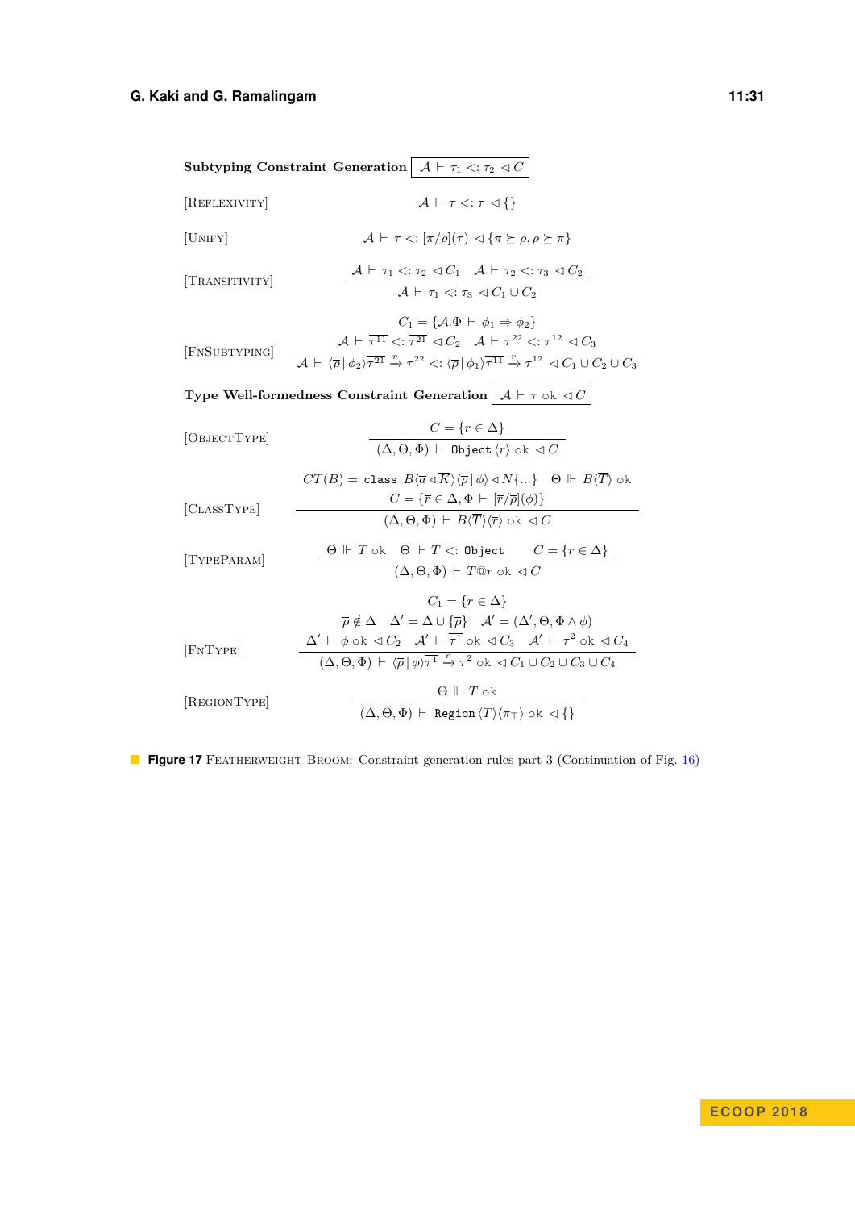**Subtyping Constraint Generation** $\boxed{\mathcal{A} \vdash \tau_1 <: \tau_2 \lhd C}$

[Reflexivity]

$$\mathcal{A} \vdash \tau <: \tau \lhd \{\}$$

[Unify]

$$\mathcal{A} \vdash \tau <: [\pi/\rho](\tau) \lhd \{\pi \succeq \rho, \rho \succeq \pi\}$$

[Transitivity]

$$\frac{\mathcal{A} \vdash \tau_1 <: \tau_2 \lhd C_1 \quad \mathcal{A} \vdash \tau_2 <: \tau_3 \lhd C_2}{\mathcal{A} \vdash \tau_1 <: \tau_3 \lhd C_1 \cup C_2}$$

[FnSubtyping]

$$\frac{\begin{array}{c} C_1 = \{\mathcal{A}.\Phi \vdash \phi_1 \Rightarrow \phi_2\} \\ \mathcal{A} \vdash \overline{\tau^{11}} <: \overline{\tau^{21}} \lhd C_2 \quad \mathcal{A} \vdash \tau^{22} <: \tau^{12} \lhd C_3 \end{array}}{\mathcal{A} \vdash \langle \overline{\rho} \,|\, \phi_2 \rangle \overline{\tau^{21}} \xrightarrow{r} \tau^{22} <: \langle \overline{\rho} \,|\, \phi_1 \rangle \overline{\tau^{11}} \xrightarrow{r} \tau^{12} \lhd C_1 \cup C_2 \cup C_3}$$

**Type Well-formedness Constraint Generation** $\boxed{\mathcal{A} \vdash \tau \text{ ok } \lhd C}$

[ObjectType]

$$\frac{C = \{r \in \Delta\}}{(\Delta, \Theta, \Phi) \vdash \texttt{Object}\langle r \rangle \text{ ok } \lhd C}$$

[ClassType]

$$\frac{\begin{array}{c} CT(B) = \texttt{class}\ B\langle \overline{a} \lhd \overline{K} \rangle \langle \overline{\rho} \,|\, \phi \rangle \lhd N\{\ldots\} \quad \Theta \Vdash B\langle \overline{T} \rangle \text{ ok} \\ C = \{\overline{r} \in \Delta, \Phi \vdash [\overline{r}/\overline{\rho}](\phi)\} \end{array}}{(\Delta, \Theta, \Phi) \vdash B\langle \overline{T} \rangle \langle \overline{r} \rangle \text{ ok } \lhd C}$$

[TypeParam]

$$\frac{\Theta \Vdash T \text{ ok} \quad \Theta \Vdash T <: \texttt{Object} \qquad C = \{r \in \Delta\}}{(\Delta, \Theta, \Phi) \vdash T@r \text{ ok } \lhd C}$$

[FnType]

$$\frac{\begin{array}{c} C_1 = \{r \in \Delta\} \\ \overline{\rho} \notin \Delta \quad \Delta' = \Delta \cup \{\overline{\rho}\} \quad \mathcal{A}' = (\Delta', \Theta, \Phi \wedge \phi) \\ \Delta' \vdash \phi \text{ ok } \lhd C_2 \quad \mathcal{A}' \vdash \overline{\tau^1} \text{ ok } \lhd C_3 \quad \mathcal{A}' \vdash \tau^2 \text{ ok } \lhd C_4 \end{array}}{(\Delta, \Theta, \Phi) \vdash \langle \overline{\rho} \,|\, \phi \rangle \overline{\tau^1} \xrightarrow{r} \tau^2 \text{ ok } \lhd C_1 \cup C_2 \cup C_3 \cup C_4}$$

[RegionType]

$$\frac{\Theta \Vdash T \text{ ok}}{(\Delta, \Theta, \Phi) \vdash \texttt{Region}\langle T \rangle \langle \pi_\top \rangle \text{ ok } \lhd \{\}}$$

**Figure 17** Featherweight Broom: Constraint generation rules part 3 (Continuation of Fig. 16)